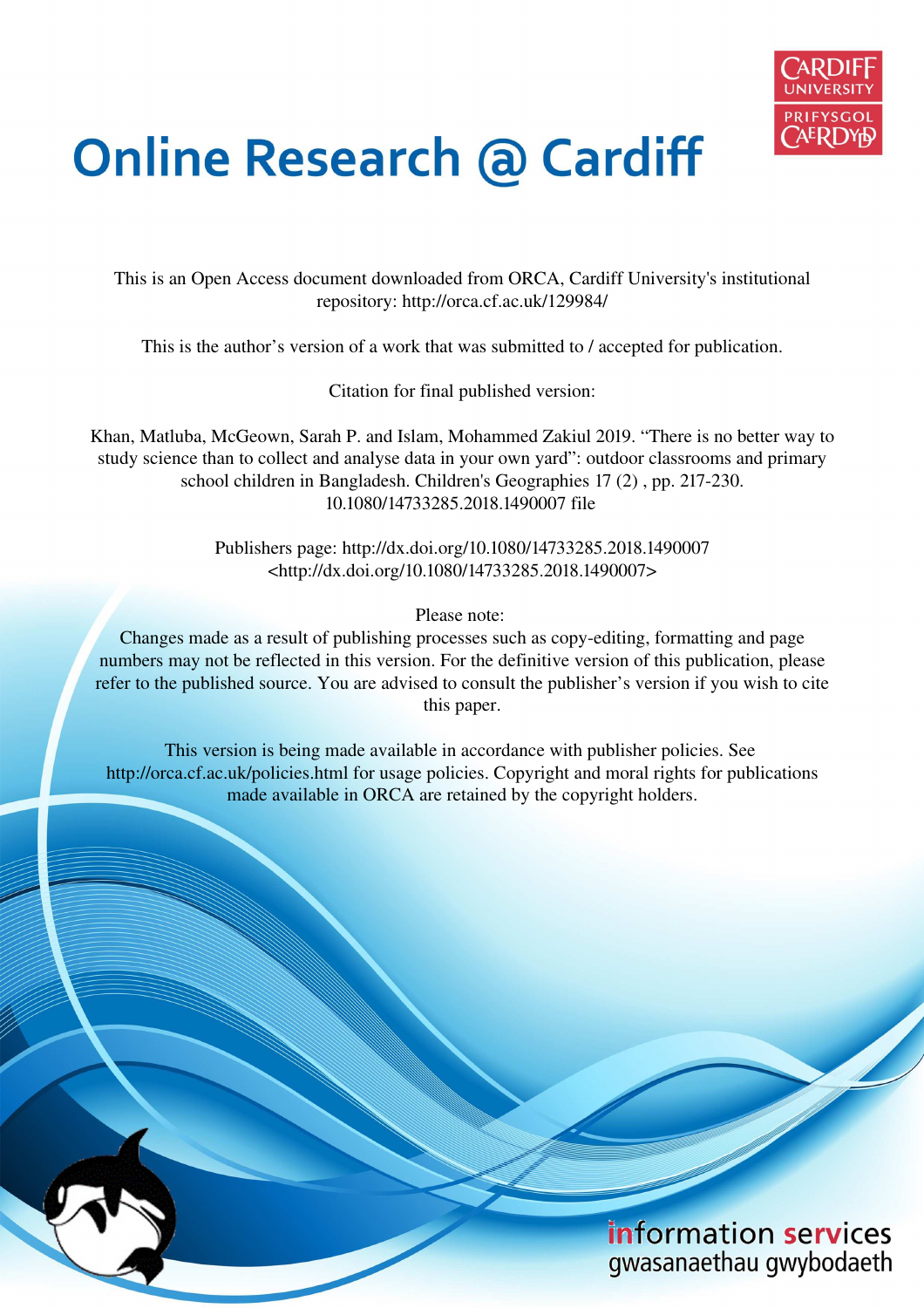# Online Research @ Cardiff

This is an Open Access document downloaded from ORCA, Cardiff University's institutional repository: http://orca.cf.ac.uk/129984/

This is the author's version of a work that was submitted to / accepted for publication.

Citation for final published version:

Khan, Matluba, McGeown, Sarah P. and Islam, Mohammed Zakiul 2019. "There is no better way to study science than to collect and analyse data in your own yard": outdoor classrooms and primary school children in Bangladesh. Children's Geographies 17 (2) , pp. 217-230. 10.1080/14733285.2018.1490007 file

Publishers page: http://dx.doi.org/10.1080/14733285.2018.1490007 <http://dx.doi.org/10.1080/14733285.2018.1490007>

Please note:
Changes made as a result of publishing processes such as copy-editing, formatting and page numbers may not be reflected in this version. For the definitive version of this publication, please refer to the published source. You are advised to consult the publisher's version if you wish to cite this paper.

This version is being made available in accordance with publisher policies. See http://orca.cf.ac.uk/policies.html for usage policies. Copyright and moral rights for publications made available in ORCA are retained by the copyright holders.

information services
gwasanaethau gwybodaeth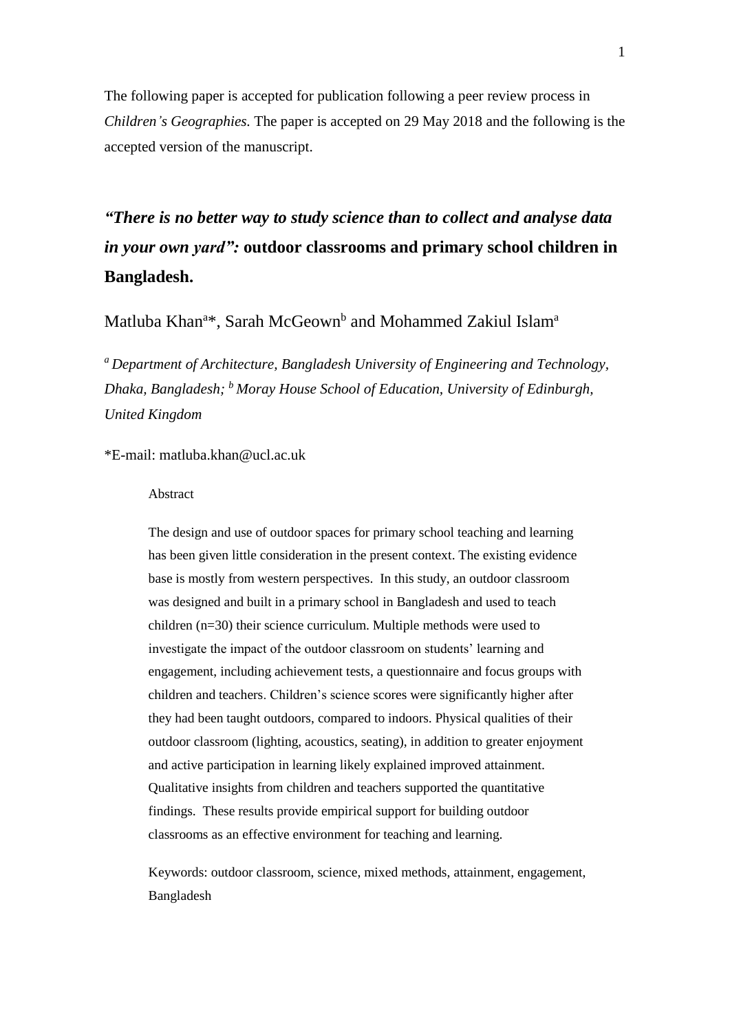The following paper is accepted for publication following a peer review process in *Children's Geographies*. The paper is accepted on 29 May 2018 and the following is the accepted version of the manuscript.

# *"There is no better way to study science than to collect and analyse data in your own yard":* **outdoor classrooms and primary school children in Bangladesh.**

Matluba Khan[a]*, Sarah McGeown[b] and Mohammed Zakiul Islam[a]

*[a] Department of Architecture, Bangladesh University of Engineering and Technology, Dhaka, Bangladesh; [b] Moray House School of Education, University of Edinburgh, United Kingdom*

*E-mail: matluba.khan@ucl.ac.uk

Abstract

The design and use of outdoor spaces for primary school teaching and learning has been given little consideration in the present context. The existing evidence base is mostly from western perspectives. In this study, an outdoor classroom was designed and built in a primary school in Bangladesh and used to teach children (n=30) their science curriculum. Multiple methods were used to investigate the impact of the outdoor classroom on students' learning and engagement, including achievement tests, a questionnaire and focus groups with children and teachers. Children's science scores were significantly higher after they had been taught outdoors, compared to indoors. Physical qualities of their outdoor classroom (lighting, acoustics, seating), in addition to greater enjoyment and active participation in learning likely explained improved attainment. Qualitative insights from children and teachers supported the quantitative findings. These results provide empirical support for building outdoor classrooms as an effective environment for teaching and learning.

Keywords: outdoor classroom, science, mixed methods, attainment, engagement, Bangladesh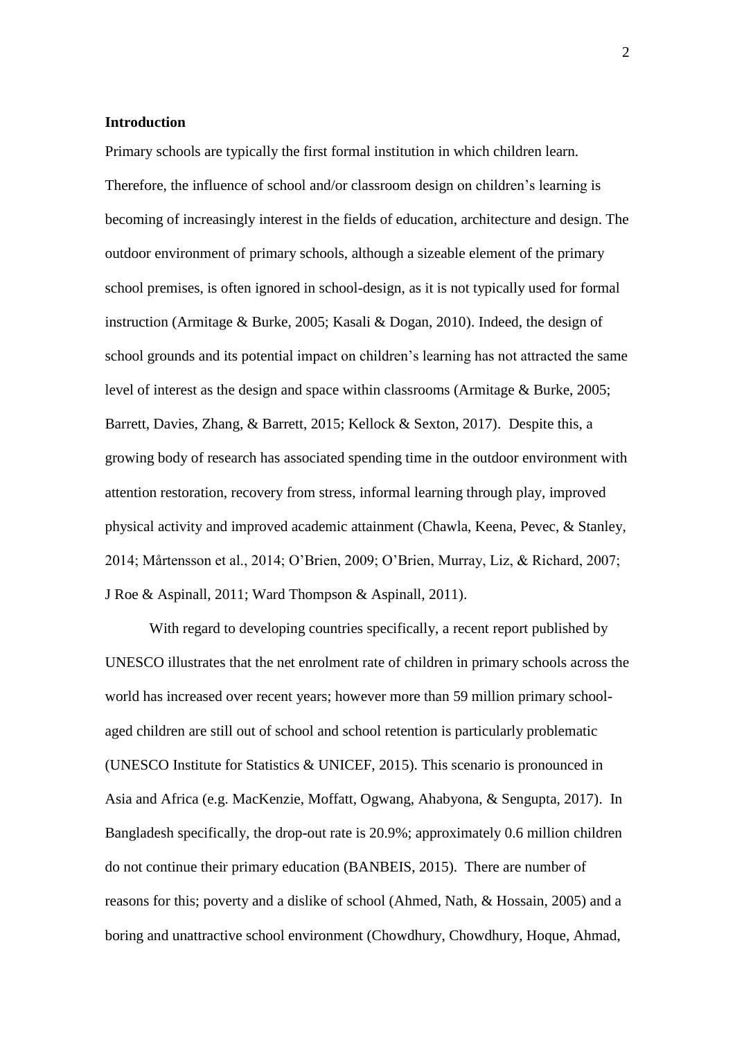## Introduction

Primary schools are typically the first formal institution in which children learn. Therefore, the influence of school and/or classroom design on children's learning is becoming of increasingly interest in the fields of education, architecture and design. The outdoor environment of primary schools, although a sizeable element of the primary school premises, is often ignored in school-design, as it is not typically used for formal instruction (Armitage & Burke, 2005; Kasali & Dogan, 2010). Indeed, the design of school grounds and its potential impact on children's learning has not attracted the same level of interest as the design and space within classrooms (Armitage & Burke, 2005; Barrett, Davies, Zhang, & Barrett, 2015; Kellock & Sexton, 2017). Despite this, a growing body of research has associated spending time in the outdoor environment with attention restoration, recovery from stress, informal learning through play, improved physical activity and improved academic attainment (Chawla, Keena, Pevec, & Stanley, 2014; Mårtensson et al., 2014; O'Brien, 2009; O'Brien, Murray, Liz, & Richard, 2007; J Roe & Aspinall, 2011; Ward Thompson & Aspinall, 2011).

With regard to developing countries specifically, a recent report published by UNESCO illustrates that the net enrolment rate of children in primary schools across the world has increased over recent years; however more than 59 million primary school-aged children are still out of school and school retention is particularly problematic (UNESCO Institute for Statistics & UNICEF, 2015). This scenario is pronounced in Asia and Africa (e.g. MacKenzie, Moffatt, Ogwang, Ahabyona, & Sengupta, 2017). In Bangladesh specifically, the drop-out rate is 20.9%; approximately 0.6 million children do not continue their primary education (BANBEIS, 2015). There are number of reasons for this; poverty and a dislike of school (Ahmed, Nath, & Hossain, 2005) and a boring and unattractive school environment (Chowdhury, Chowdhury, Hoque, Ahmad,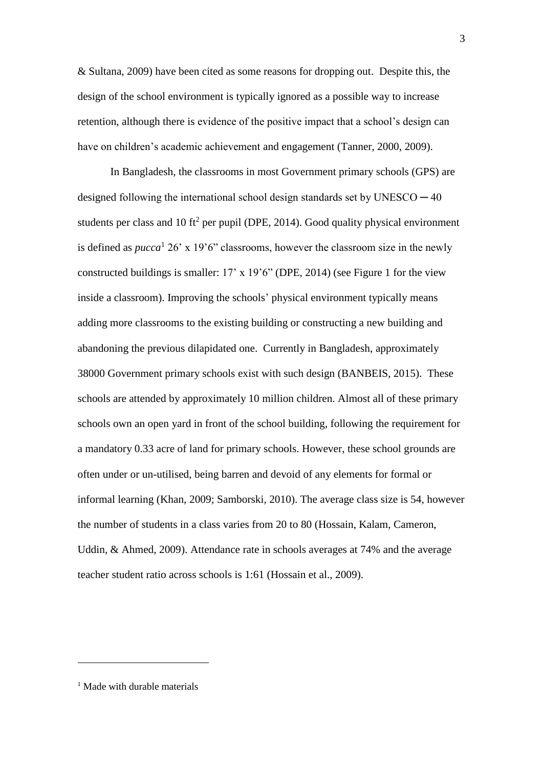& Sultana, 2009) have been cited as some reasons for dropping out. Despite this, the design of the school environment is typically ignored as a possible way to increase retention, although there is evidence of the positive impact that a school's design can have on children's academic achievement and engagement (Tanner, 2000, 2009).

In Bangladesh, the classrooms in most Government primary schools (GPS) are designed following the international school design standards set by UNESCO ─ 40 students per class and 10 $ft^2$ per pupil (DPE, 2014). Good quality physical environment is defined as *pucca*[1] 26' x 19'6" classrooms, however the classroom size in the newly constructed buildings is smaller: 17' x 19'6" (DPE, 2014) (see Figure 1 for the view inside a classroom). Improving the schools' physical environment typically means adding more classrooms to the existing building or constructing a new building and abandoning the previous dilapidated one. Currently in Bangladesh, approximately 38000 Government primary schools exist with such design (BANBEIS, 2015). These schools are attended by approximately 10 million children. Almost all of these primary schools own an open yard in front of the school building, following the requirement for a mandatory 0.33 acre of land for primary schools. However, these school grounds are often under or un-utilised, being barren and devoid of any elements for formal or informal learning (Khan, 2009; Samborski, 2010). The average class size is 54, however the number of students in a class varies from 20 to 80 (Hossain, Kalam, Cameron, Uddin, & Ahmed, 2009). Attendance rate in schools averages at 74% and the average teacher student ratio across schools is 1:61 (Hossain et al., 2009).

---

[1] Made with durable materials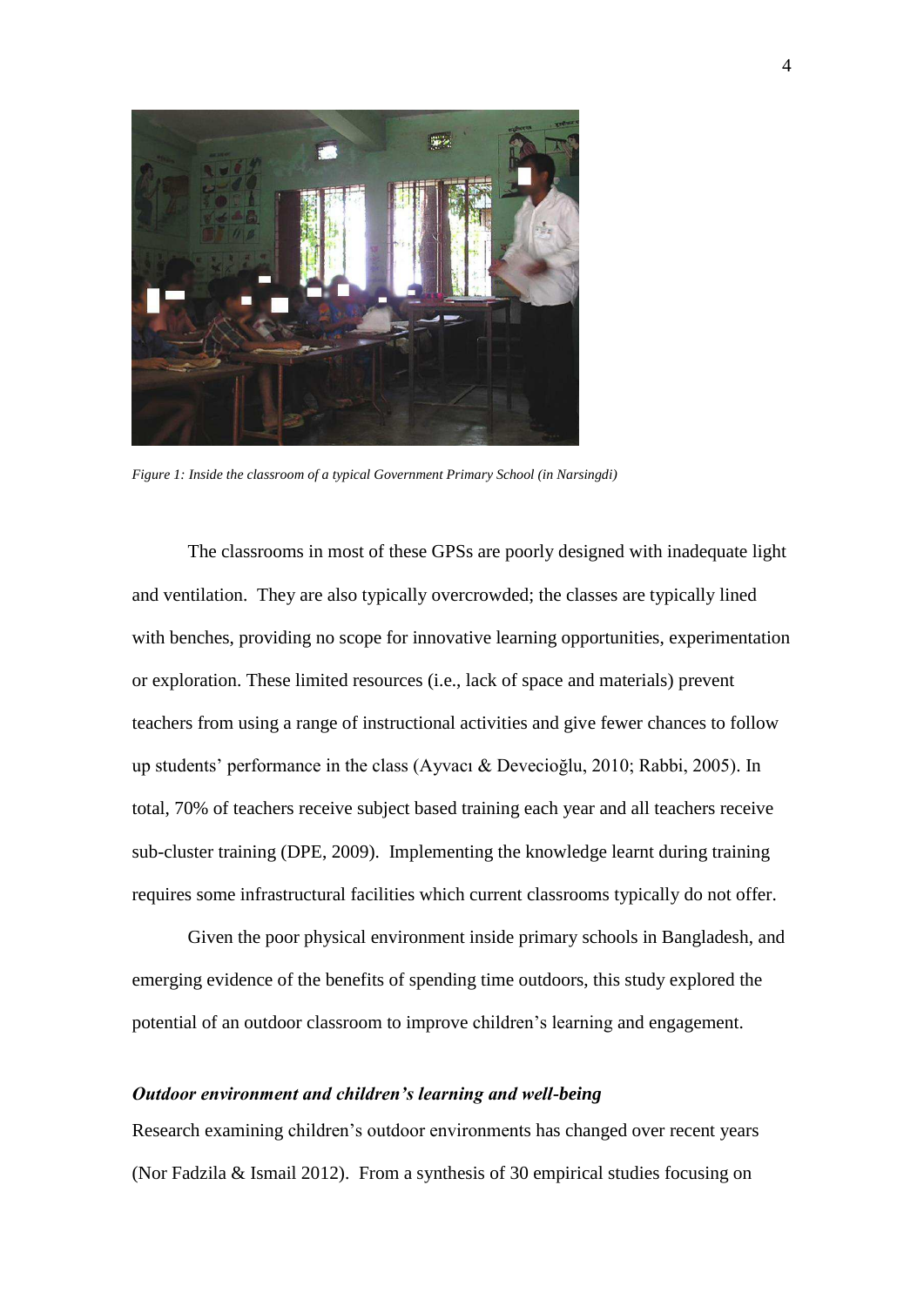*Figure 1: Inside the classroom of a typical Government Primary School (in Narsingdi)*

The classrooms in most of these GPSs are poorly designed with inadequate light and ventilation. They are also typically overcrowded; the classes are typically lined with benches, providing no scope for innovative learning opportunities, experimentation or exploration. These limited resources (i.e., lack of space and materials) prevent teachers from using a range of instructional activities and give fewer chances to follow up students' performance in the class (Ayvacı & Devecioğlu, 2010; Rabbi, 2005). In total, 70% of teachers receive subject based training each year and all teachers receive sub-cluster training (DPE, 2009). Implementing the knowledge learnt during training requires some infrastructural facilities which current classrooms typically do not offer.

Given the poor physical environment inside primary schools in Bangladesh, and emerging evidence of the benefits of spending time outdoors, this study explored the potential of an outdoor classroom to improve children's learning and engagement.

### *Outdoor environment and children's learning and well-being*

Research examining children's outdoor environments has changed over recent years (Nor Fadzila & Ismail 2012). From a synthesis of 30 empirical studies focusing on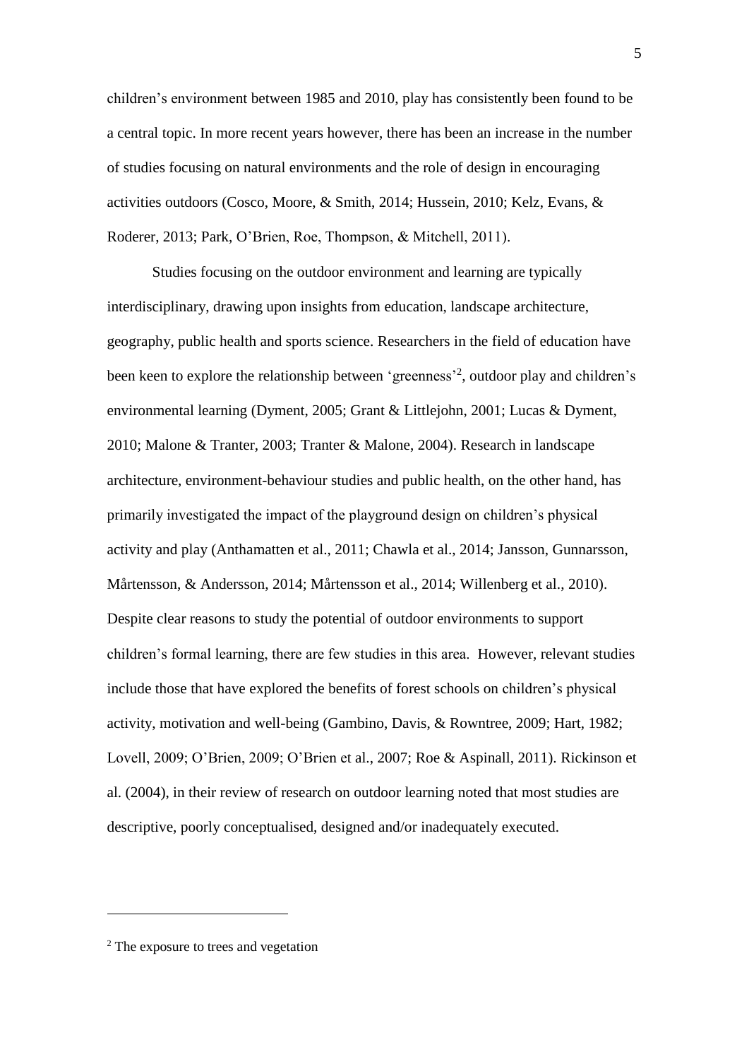children's environment between 1985 and 2010, play has consistently been found to be a central topic. In more recent years however, there has been an increase in the number of studies focusing on natural environments and the role of design in encouraging activities outdoors (Cosco, Moore, & Smith, 2014; Hussein, 2010; Kelz, Evans, & Roderer, 2013; Park, O'Brien, Roe, Thompson, & Mitchell, 2011).

Studies focusing on the outdoor environment and learning are typically interdisciplinary, drawing upon insights from education, landscape architecture, geography, public health and sports science. Researchers in the field of education have been keen to explore the relationship between 'greenness'[2], outdoor play and children's environmental learning (Dyment, 2005; Grant & Littlejohn, 2001; Lucas & Dyment, 2010; Malone & Tranter, 2003; Tranter & Malone, 2004). Research in landscape architecture, environment-behaviour studies and public health, on the other hand, has primarily investigated the impact of the playground design on children's physical activity and play (Anthamatten et al., 2011; Chawla et al., 2014; Jansson, Gunnarsson, Mårtensson, & Andersson, 2014; Mårtensson et al., 2014; Willenberg et al., 2010). Despite clear reasons to study the potential of outdoor environments to support children's formal learning, there are few studies in this area. However, relevant studies include those that have explored the benefits of forest schools on children's physical activity, motivation and well-being (Gambino, Davis, & Rowntree, 2009; Hart, 1982; Lovell, 2009; O'Brien, 2009; O'Brien et al., 2007; Roe & Aspinall, 2011). Rickinson et al. (2004), in their review of research on outdoor learning noted that most studies are descriptive, poorly conceptualised, designed and/or inadequately executed.

---

[2] The exposure to trees and vegetation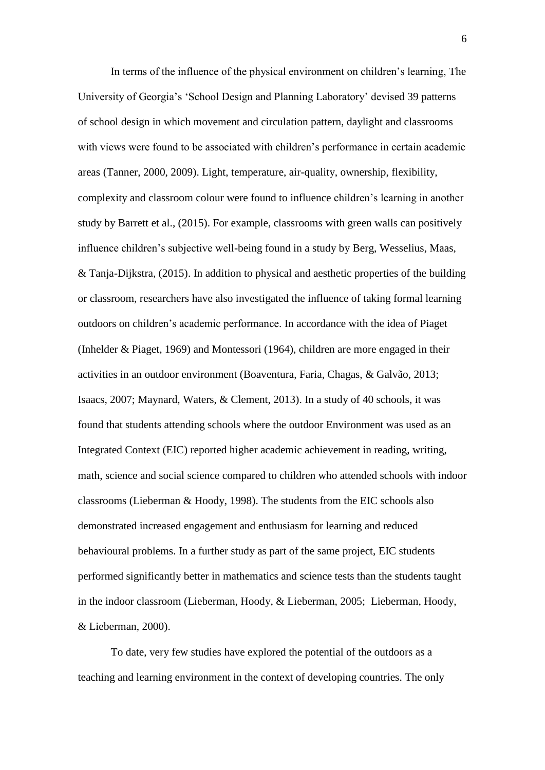In terms of the influence of the physical environment on children's learning, The University of Georgia's 'School Design and Planning Laboratory' devised 39 patterns of school design in which movement and circulation pattern, daylight and classrooms with views were found to be associated with children's performance in certain academic areas (Tanner, 2000, 2009). Light, temperature, air-quality, ownership, flexibility, complexity and classroom colour were found to influence children's learning in another study by Barrett et al., (2015). For example, classrooms with green walls can positively influence children's subjective well-being found in a study by Berg, Wesselius, Maas, & Tanja-Dijkstra, (2015). In addition to physical and aesthetic properties of the building or classroom, researchers have also investigated the influence of taking formal learning outdoors on children's academic performance. In accordance with the idea of Piaget (Inhelder & Piaget, 1969) and Montessori (1964), children are more engaged in their activities in an outdoor environment (Boaventura, Faria, Chagas, & Galvão, 2013; Isaacs, 2007; Maynard, Waters, & Clement, 2013). In a study of 40 schools, it was found that students attending schools where the outdoor Environment was used as an Integrated Context (EIC) reported higher academic achievement in reading, writing, math, science and social science compared to children who attended schools with indoor classrooms (Lieberman & Hoody, 1998). The students from the EIC schools also demonstrated increased engagement and enthusiasm for learning and reduced behavioural problems. In a further study as part of the same project, EIC students performed significantly better in mathematics and science tests than the students taught in the indoor classroom (Lieberman, Hoody, & Lieberman, 2005; Lieberman, Hoody, & Lieberman, 2000).

To date, very few studies have explored the potential of the outdoors as a teaching and learning environment in the context of developing countries. The only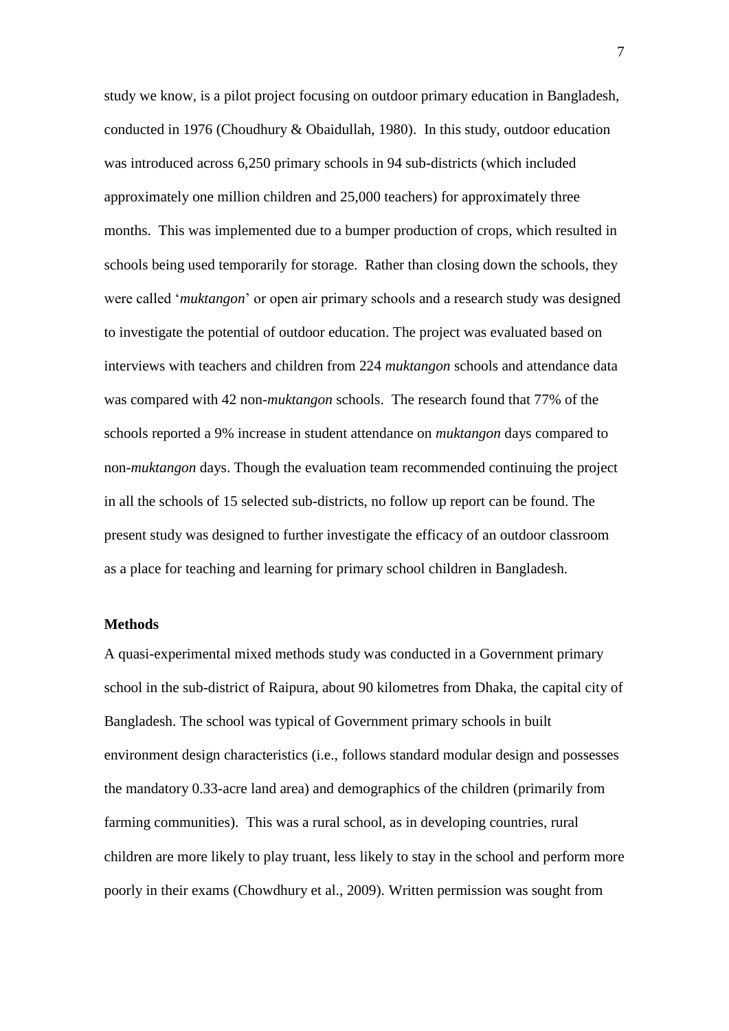study we know, is a pilot project focusing on outdoor primary education in Bangladesh, conducted in 1976 (Choudhury & Obaidullah, 1980). In this study, outdoor education was introduced across 6,250 primary schools in 94 sub-districts (which included approximately one million children and 25,000 teachers) for approximately three months. This was implemented due to a bumper production of crops, which resulted in schools being used temporarily for storage. Rather than closing down the schools, they were called '*muktangon*' or open air primary schools and a research study was designed to investigate the potential of outdoor education. The project was evaluated based on interviews with teachers and children from 224 *muktangon* schools and attendance data was compared with 42 non-*muktangon* schools. The research found that 77% of the schools reported a 9% increase in student attendance on *muktangon* days compared to non-*muktangon* days. Though the evaluation team recommended continuing the project in all the schools of 15 selected sub-districts, no follow up report can be found. The present study was designed to further investigate the efficacy of an outdoor classroom as a place for teaching and learning for primary school children in Bangladesh.

**Methods**

A quasi-experimental mixed methods study was conducted in a Government primary school in the sub-district of Raipura, about 90 kilometres from Dhaka, the capital city of Bangladesh. The school was typical of Government primary schools in built environment design characteristics (i.e., follows standard modular design and possesses the mandatory 0.33-acre land area) and demographics of the children (primarily from farming communities). This was a rural school, as in developing countries, rural children are more likely to play truant, less likely to stay in the school and perform more poorly in their exams (Chowdhury et al., 2009). Written permission was sought from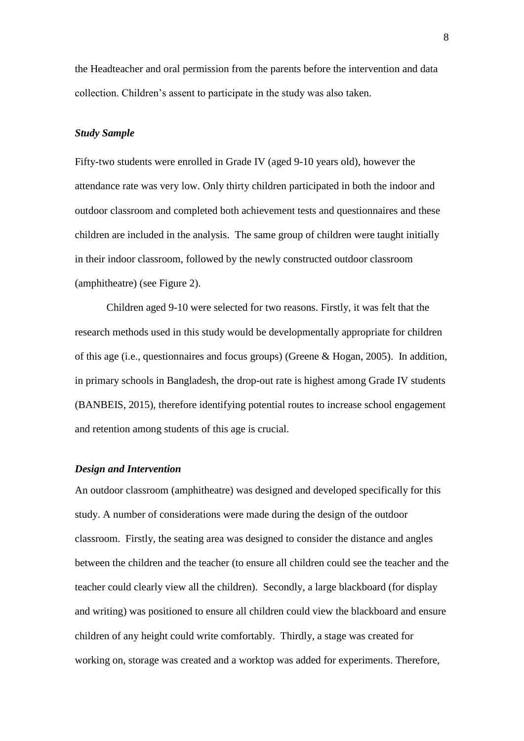the Headteacher and oral permission from the parents before the intervention and data collection. Children's assent to participate in the study was also taken.

### *Study Sample*

Fifty-two students were enrolled in Grade IV (aged 9-10 years old), however the attendance rate was very low. Only thirty children participated in both the indoor and outdoor classroom and completed both achievement tests and questionnaires and these children are included in the analysis. The same group of children were taught initially in their indoor classroom, followed by the newly constructed outdoor classroom (amphitheatre) (see Figure 2).

Children aged 9-10 were selected for two reasons. Firstly, it was felt that the research methods used in this study would be developmentally appropriate for children of this age (i.e., questionnaires and focus groups) (Greene & Hogan, 2005). In addition, in primary schools in Bangladesh, the drop-out rate is highest among Grade IV students (BANBEIS, 2015), therefore identifying potential routes to increase school engagement and retention among students of this age is crucial.

### *Design and Intervention*

An outdoor classroom (amphitheatre) was designed and developed specifically for this study. A number of considerations were made during the design of the outdoor classroom. Firstly, the seating area was designed to consider the distance and angles between the children and the teacher (to ensure all children could see the teacher and the teacher could clearly view all the children). Secondly, a large blackboard (for display and writing) was positioned to ensure all children could view the blackboard and ensure children of any height could write comfortably. Thirdly, a stage was created for working on, storage was created and a worktop was added for experiments. Therefore,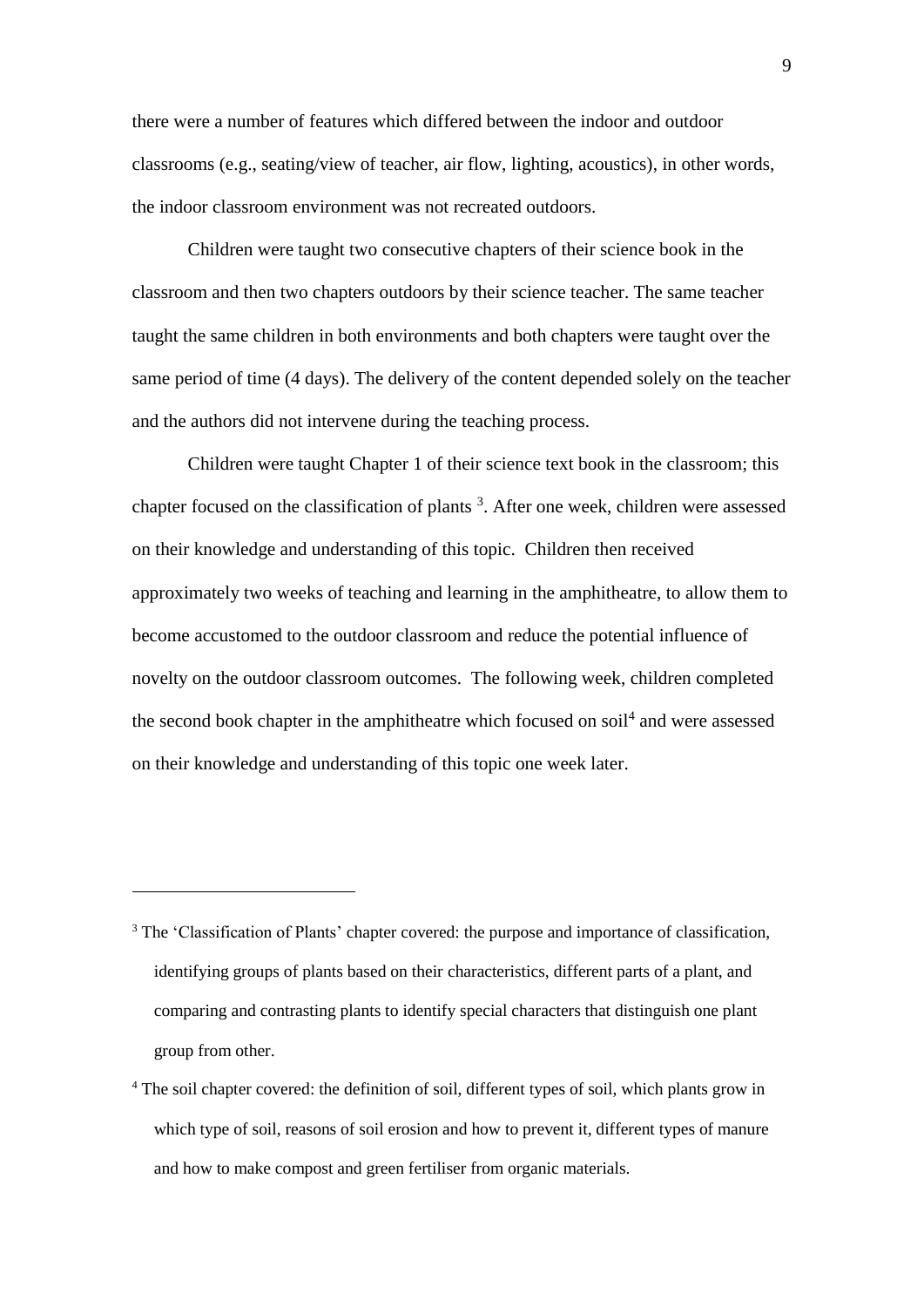there were a number of features which differed between the indoor and outdoor classrooms (e.g., seating/view of teacher, air flow, lighting, acoustics), in other words, the indoor classroom environment was not recreated outdoors.

Children were taught two consecutive chapters of their science book in the classroom and then two chapters outdoors by their science teacher. The same teacher taught the same children in both environments and both chapters were taught over the same period of time (4 days). The delivery of the content depended solely on the teacher and the authors did not intervene during the teaching process.

Children were taught Chapter 1 of their science text book in the classroom; this chapter focused on the classification of plants [3]. After one week, children were assessed on their knowledge and understanding of this topic. Children then received approximately two weeks of teaching and learning in the amphitheatre, to allow them to become accustomed to the outdoor classroom and reduce the potential influence of novelty on the outdoor classroom outcomes. The following week, children completed the second book chapter in the amphitheatre which focused on soil[4] and were assessed on their knowledge and understanding of this topic one week later.

---

[3] The 'Classification of Plants' chapter covered: the purpose and importance of classification, identifying groups of plants based on their characteristics, different parts of a plant, and comparing and contrasting plants to identify special characters that distinguish one plant group from other.

[4] The soil chapter covered: the definition of soil, different types of soil, which plants grow in which type of soil, reasons of soil erosion and how to prevent it, different types of manure and how to make compost and green fertiliser from organic materials.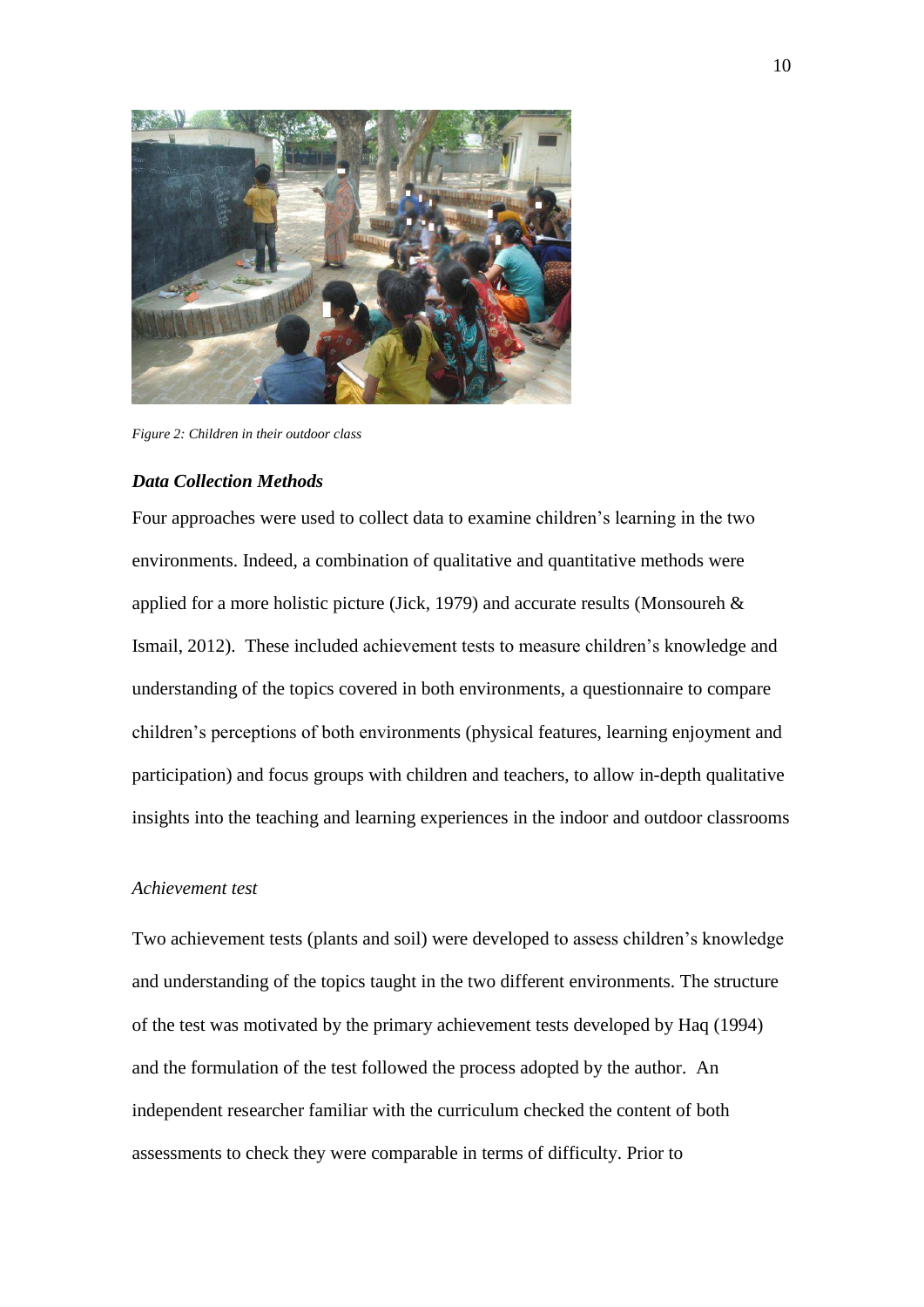*Figure 2: Children in their outdoor class*

### ***Data Collection Methods***

Four approaches were used to collect data to examine children's learning in the two environments. Indeed, a combination of qualitative and quantitative methods were applied for a more holistic picture (Jick, 1979) and accurate results (Monsoureh & Ismail, 2012). These included achievement tests to measure children's knowledge and understanding of the topics covered in both environments, a questionnaire to compare children's perceptions of both environments (physical features, learning enjoyment and participation) and focus groups with children and teachers, to allow in-depth qualitative insights into the teaching and learning experiences in the indoor and outdoor classrooms

*Achievement test*

Two achievement tests (plants and soil) were developed to assess children's knowledge and understanding of the topics taught in the two different environments. The structure of the test was motivated by the primary achievement tests developed by Haq (1994) and the formulation of the test followed the process adopted by the author. An independent researcher familiar with the curriculum checked the content of both assessments to check they were comparable in terms of difficulty. Prior to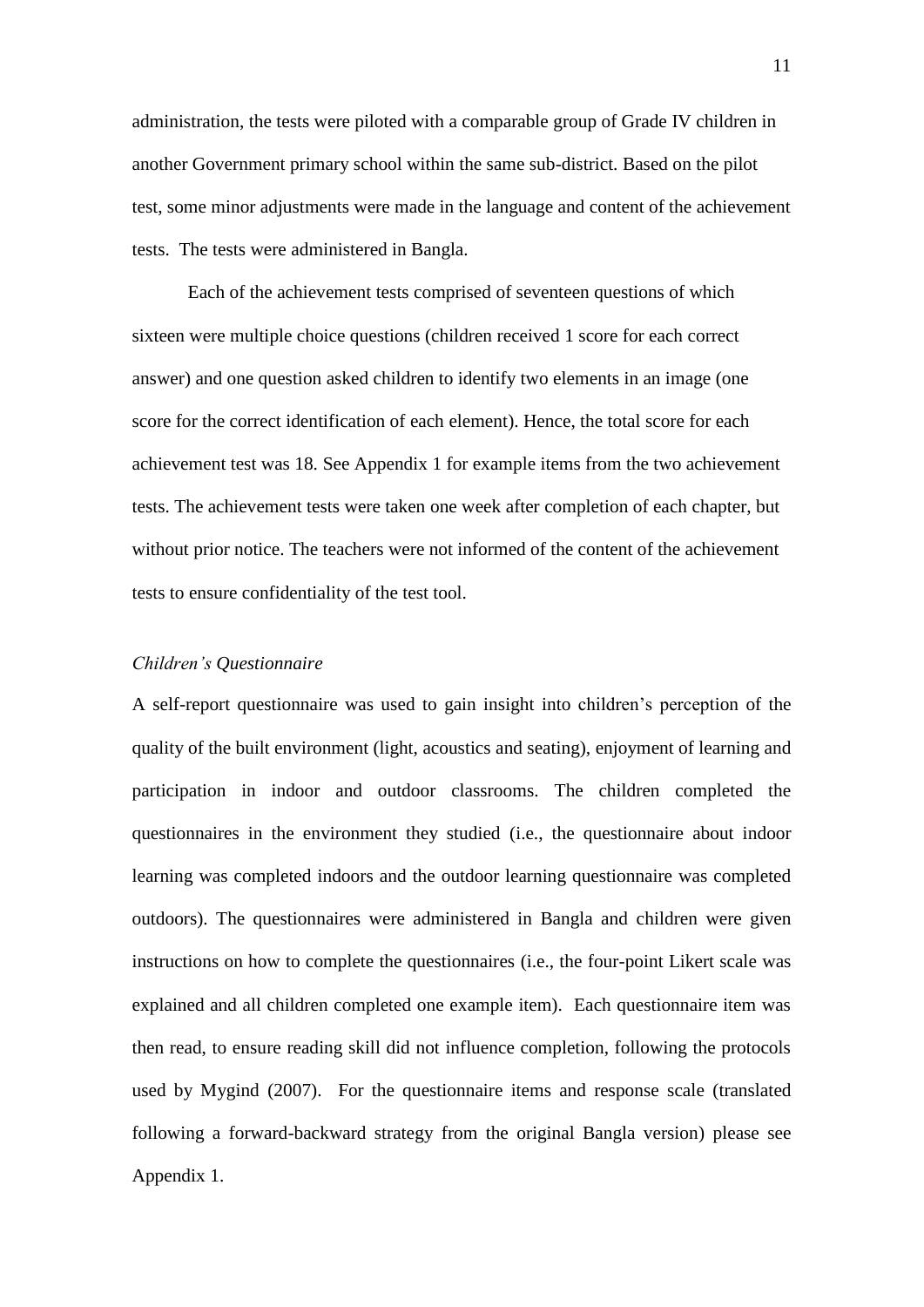administration, the tests were piloted with a comparable group of Grade IV children in another Government primary school within the same sub-district. Based on the pilot test, some minor adjustments were made in the language and content of the achievement tests. The tests were administered in Bangla.

Each of the achievement tests comprised of seventeen questions of which sixteen were multiple choice questions (children received 1 score for each correct answer) and one question asked children to identify two elements in an image (one score for the correct identification of each element). Hence, the total score for each achievement test was 18. See Appendix 1 for example items from the two achievement tests. The achievement tests were taken one week after completion of each chapter, but without prior notice. The teachers were not informed of the content of the achievement tests to ensure confidentiality of the test tool.

*Children's Questionnaire*

A self-report questionnaire was used to gain insight into children's perception of the quality of the built environment (light, acoustics and seating), enjoyment of learning and participation in indoor and outdoor classrooms. The children completed the questionnaires in the environment they studied (i.e., the questionnaire about indoor learning was completed indoors and the outdoor learning questionnaire was completed outdoors). The questionnaires were administered in Bangla and children were given instructions on how to complete the questionnaires (i.e., the four-point Likert scale was explained and all children completed one example item). Each questionnaire item was then read, to ensure reading skill did not influence completion, following the protocols used by Mygind (2007). For the questionnaire items and response scale (translated following a forward-backward strategy from the original Bangla version) please see Appendix 1.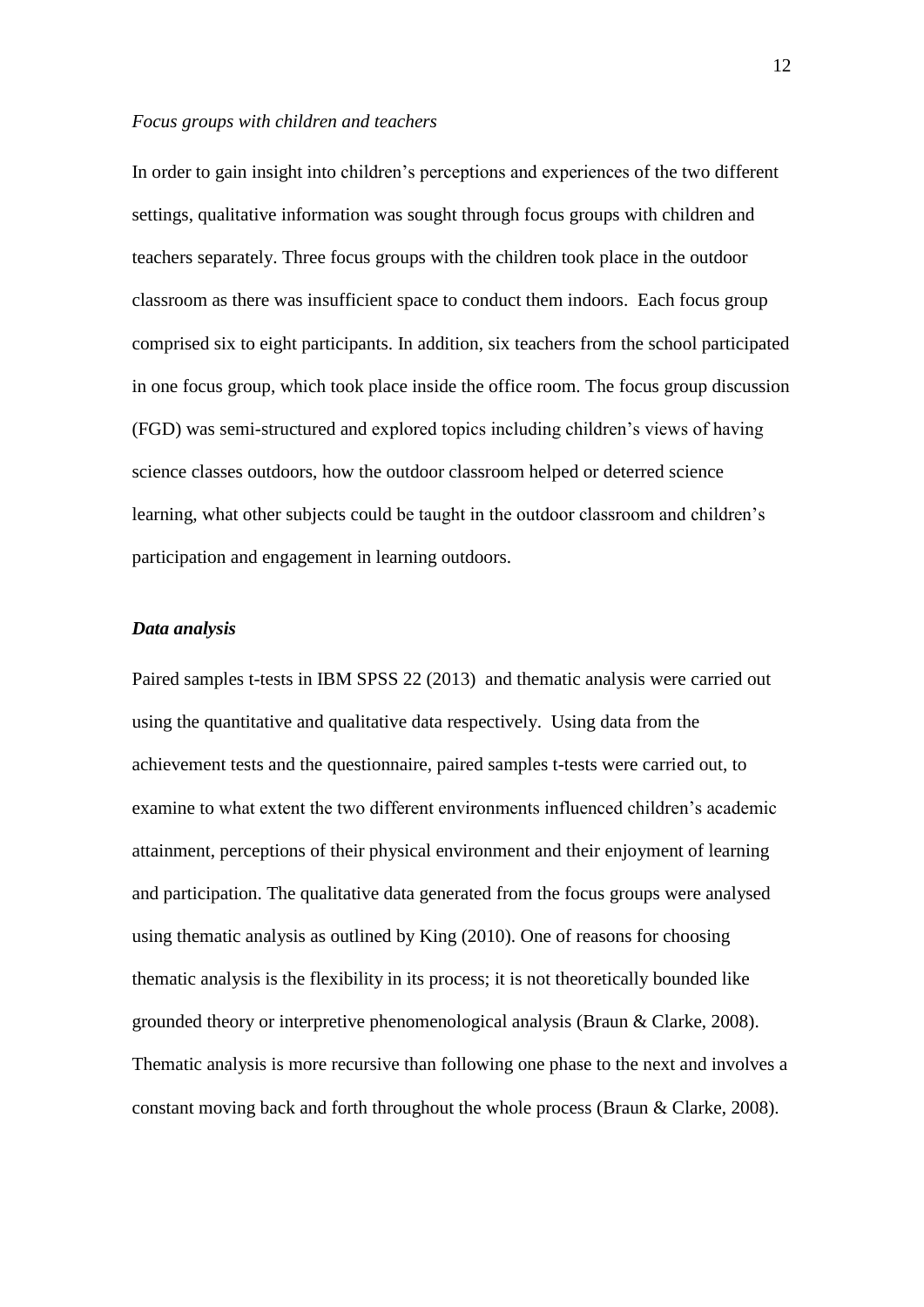*Focus groups with children and teachers*

In order to gain insight into children's perceptions and experiences of the two different settings, qualitative information was sought through focus groups with children and teachers separately. Three focus groups with the children took place in the outdoor classroom as there was insufficient space to conduct them indoors. Each focus group comprised six to eight participants. In addition, six teachers from the school participated in one focus group, which took place inside the office room. The focus group discussion (FGD) was semi-structured and explored topics including children's views of having science classes outdoors, how the outdoor classroom helped or deterred science learning, what other subjects could be taught in the outdoor classroom and children's participation and engagement in learning outdoors.

### *Data analysis*

Paired samples t-tests in IBM SPSS 22 (2013) and thematic analysis were carried out using the quantitative and qualitative data respectively. Using data from the achievement tests and the questionnaire, paired samples t-tests were carried out, to examine to what extent the two different environments influenced children's academic attainment, perceptions of their physical environment and their enjoyment of learning and participation. The qualitative data generated from the focus groups were analysed using thematic analysis as outlined by King (2010). One of reasons for choosing thematic analysis is the flexibility in its process; it is not theoretically bounded like grounded theory or interpretive phenomenological analysis (Braun & Clarke, 2008). Thematic analysis is more recursive than following one phase to the next and involves a constant moving back and forth throughout the whole process (Braun & Clarke, 2008).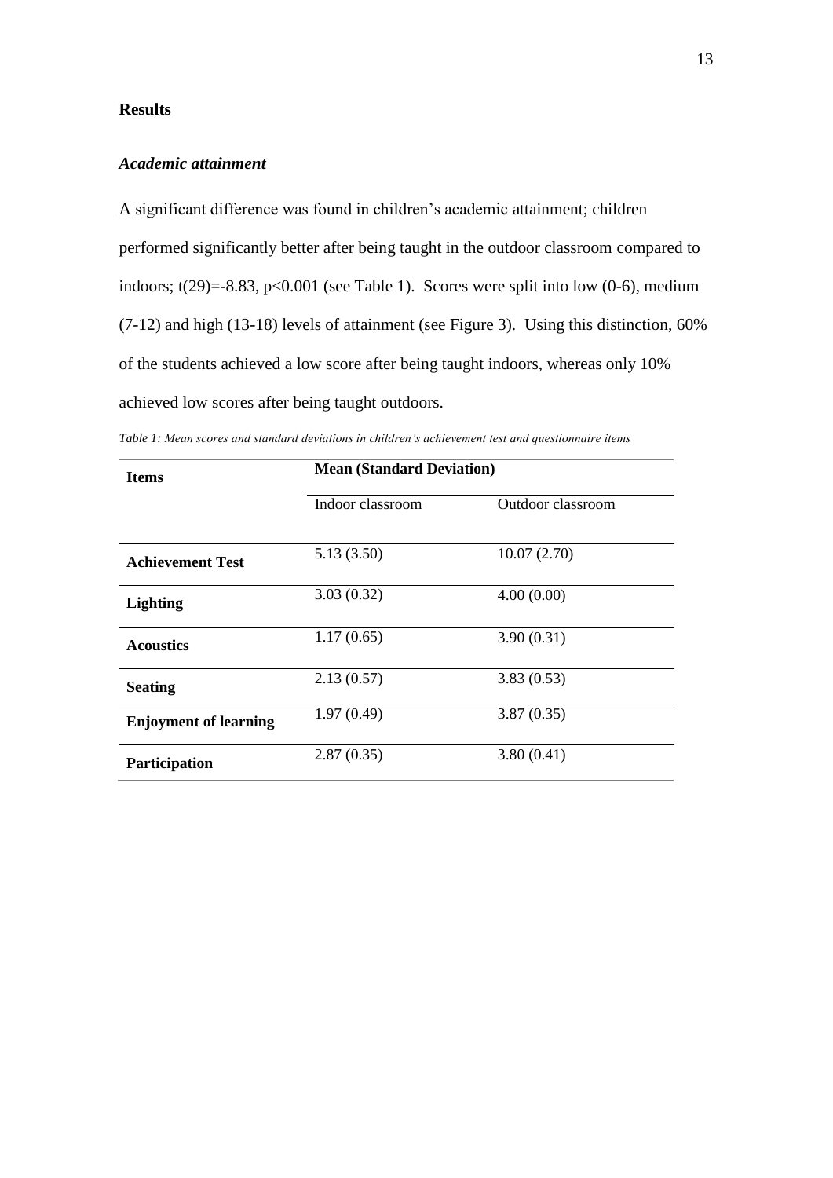## Results

### *Academic attainment*

A significant difference was found in children's academic attainment; children performed significantly better after being taught in the outdoor classroom compared to indoors; $t(29)=-8.83$, $p<0.001$ (see Table 1). Scores were split into low (0-6), medium (7-12) and high (13-18) levels of attainment (see Figure 3). Using this distinction, 60% of the students achieved a low score after being taught indoors, whereas only 10% achieved low scores after being taught outdoors.

*Table 1: Mean scores and standard deviations in children's achievement test and questionnaire items*

| **Items** | **Mean (Standard Deviation)** | |
|---|---|---|
| | Indoor classroom | Outdoor classroom |
| **Achievement Test** | 5.13 (3.50) | 10.07 (2.70) |
| **Lighting** | 3.03 (0.32) | 4.00 (0.00) |
| **Acoustics** | 1.17 (0.65) | 3.90 (0.31) |
| **Seating** | 2.13 (0.57) | 3.83 (0.53) |
| **Enjoyment of learning** | 1.97 (0.49) | 3.87 (0.35) |
| **Participation** | 2.87 (0.35) | 3.80 (0.41) |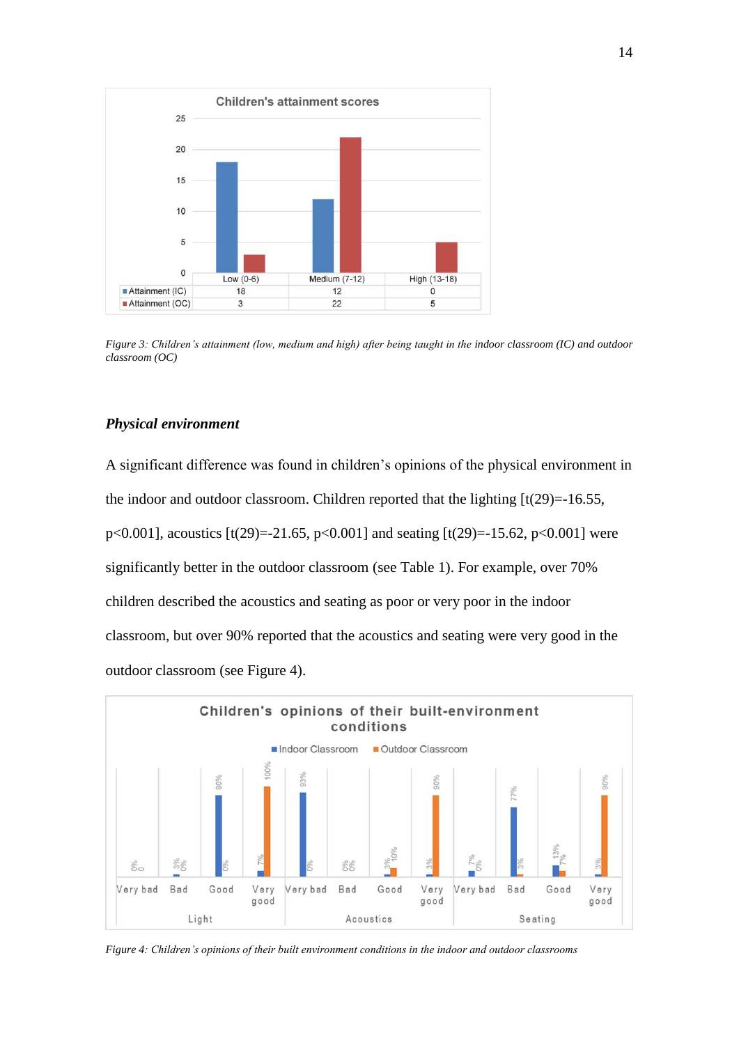Figure 3: Children's attainment (low, medium and high) after being taught in the indoor classroom (IC) and outdoor classroom (OC)

### *Physical environment*

A significant difference was found in children's opinions of the physical environment in the indoor and outdoor classroom. Children reported that the lighting [$t(29)=-16.55$, $p<0.001$], acoustics [$t(29)=-21.65$, $p<0.001$] and seating [$t(29)=-15.62$, $p<0.001$] were significantly better in the outdoor classroom (see Table 1). For example, over 70% children described the acoustics and seating as poor or very poor in the indoor classroom, but over 90% reported that the acoustics and seating were very good in the outdoor classroom (see Figure 4).

Figure 4: Children's opinions of their built environment conditions in the indoor and outdoor classrooms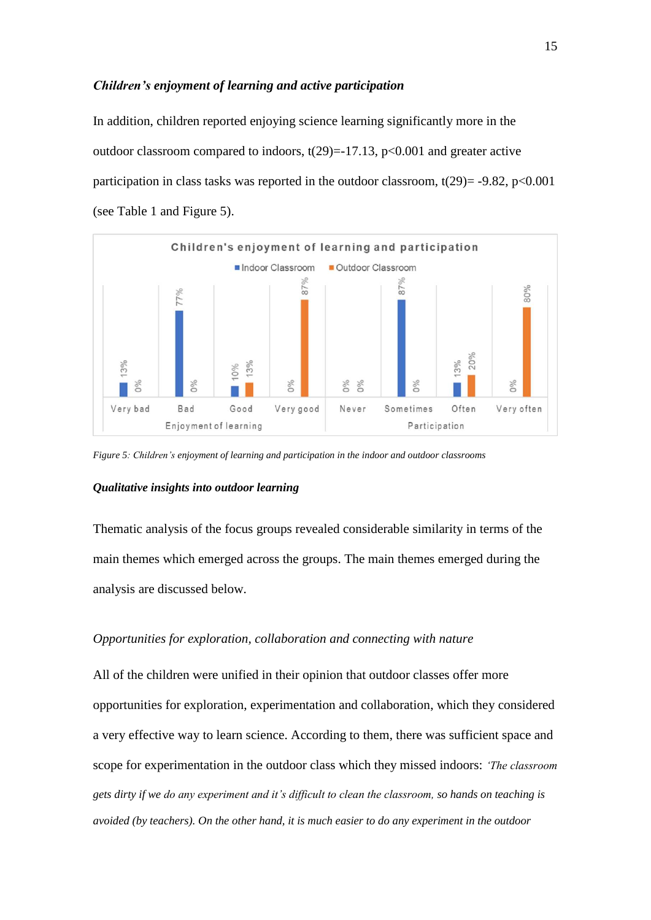***Children's enjoyment of learning and active participation***

In addition, children reported enjoying science learning significantly more in the outdoor classroom compared to indoors, $t(29)=-17.13$, $p<0.001$ and greater active participation in class tasks was reported in the outdoor classroom, $t(29)= -9.82$, $p<0.001$ (see Table 1 and Figure 5).

*Figure 5: Children's enjoyment of learning and participation in the indoor and outdoor classrooms*

***Qualitative insights into outdoor learning***

Thematic analysis of the focus groups revealed considerable similarity in terms of the main themes which emerged across the groups. The main themes emerged during the analysis are discussed below.

*Opportunities for exploration, collaboration and connecting with nature*

All of the children were unified in their opinion that outdoor classes offer more opportunities for exploration, experimentation and collaboration, which they considered a very effective way to learn science. According to them, there was sufficient space and scope for experimentation in the outdoor class which they missed indoors: *'The classroom gets dirty if we do any experiment and it's difficult to clean the classroom, so hands on teaching is avoided (by teachers). On the other hand, it is much easier to do any experiment in the outdoor*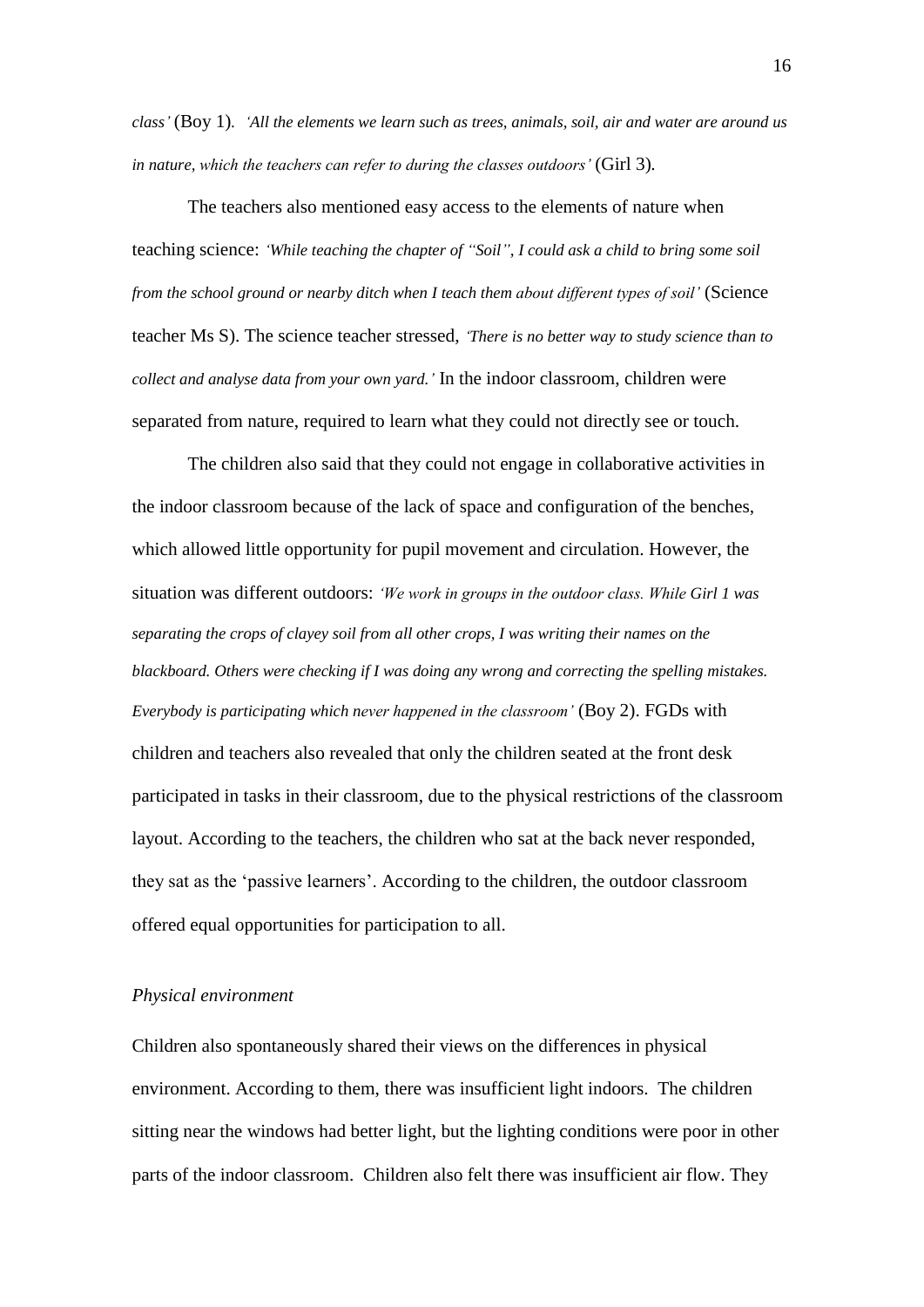*class'* (Boy 1). *'All the elements we learn such as trees, animals, soil, air and water are around us in nature, which the teachers can refer to during the classes outdoors'* (Girl 3).

The teachers also mentioned easy access to the elements of nature when teaching science: *'While teaching the chapter of "Soil", I could ask a child to bring some soil from the school ground or nearby ditch when I teach them about different types of soil'* (Science teacher Ms S). The science teacher stressed, *'There is no better way to study science than to collect and analyse data from your own yard.'* In the indoor classroom, children were separated from nature, required to learn what they could not directly see or touch.

The children also said that they could not engage in collaborative activities in the indoor classroom because of the lack of space and configuration of the benches, which allowed little opportunity for pupil movement and circulation. However, the situation was different outdoors: *'We work in groups in the outdoor class. While Girl 1 was separating the crops of clayey soil from all other crops, I was writing their names on the blackboard. Others were checking if I was doing any wrong and correcting the spelling mistakes. Everybody is participating which never happened in the classroom'* (Boy 2). FGDs with children and teachers also revealed that only the children seated at the front desk participated in tasks in their classroom, due to the physical restrictions of the classroom layout. According to the teachers, the children who sat at the back never responded, they sat as the 'passive learners'. According to the children, the outdoor classroom offered equal opportunities for participation to all.

*Physical environment*

Children also spontaneously shared their views on the differences in physical environment. According to them, there was insufficient light indoors. The children sitting near the windows had better light, but the lighting conditions were poor in other parts of the indoor classroom. Children also felt there was insufficient air flow. They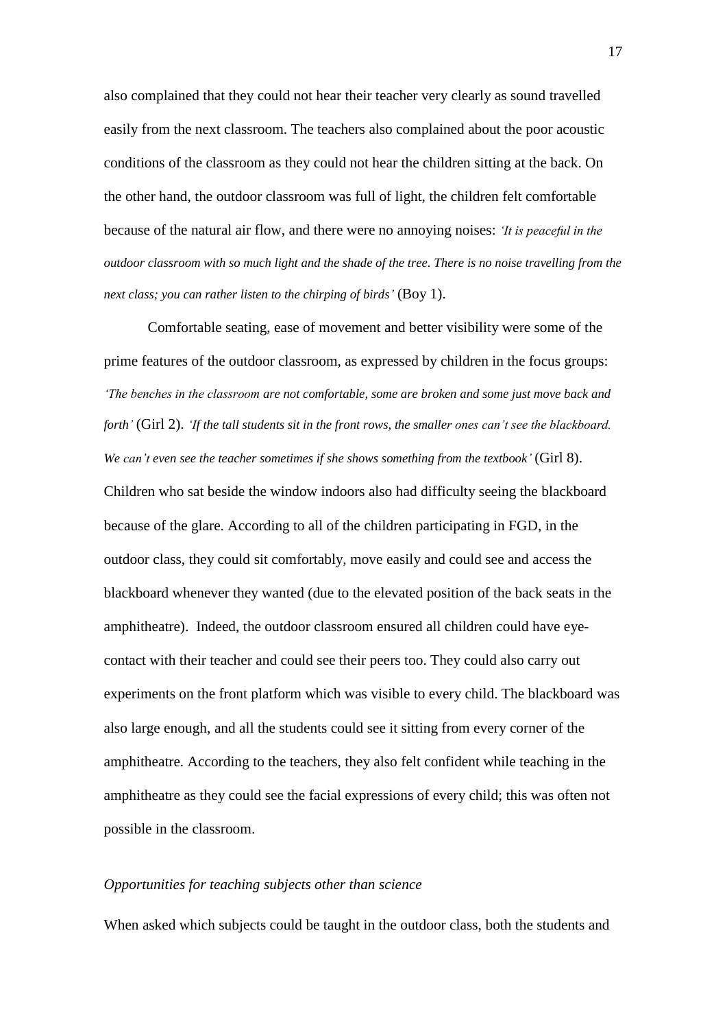also complained that they could not hear their teacher very clearly as sound travelled easily from the next classroom. The teachers also complained about the poor acoustic conditions of the classroom as they could not hear the children sitting at the back. On the other hand, the outdoor classroom was full of light, the children felt comfortable because of the natural air flow, and there were no annoying noises: *'It is peaceful in the outdoor classroom with so much light and the shade of the tree. There is no noise travelling from the next class; you can rather listen to the chirping of birds'* (Boy 1).

Comfortable seating, ease of movement and better visibility were some of the prime features of the outdoor classroom, as expressed by children in the focus groups: *'The benches in the classroom are not comfortable, some are broken and some just move back and forth'* (Girl 2). *'If the tall students sit in the front rows, the smaller ones can't see the blackboard. We can't even see the teacher sometimes if she shows something from the textbook'* (Girl 8). Children who sat beside the window indoors also had difficulty seeing the blackboard because of the glare. According to all of the children participating in FGD, in the outdoor class, they could sit comfortably, move easily and could see and access the blackboard whenever they wanted (due to the elevated position of the back seats in the amphitheatre). Indeed, the outdoor classroom ensured all children could have eye-contact with their teacher and could see their peers too. They could also carry out experiments on the front platform which was visible to every child. The blackboard was also large enough, and all the students could see it sitting from every corner of the amphitheatre. According to the teachers, they also felt confident while teaching in the amphitheatre as they could see the facial expressions of every child; this was often not possible in the classroom.

*Opportunities for teaching subjects other than science*

When asked which subjects could be taught in the outdoor class, both the students and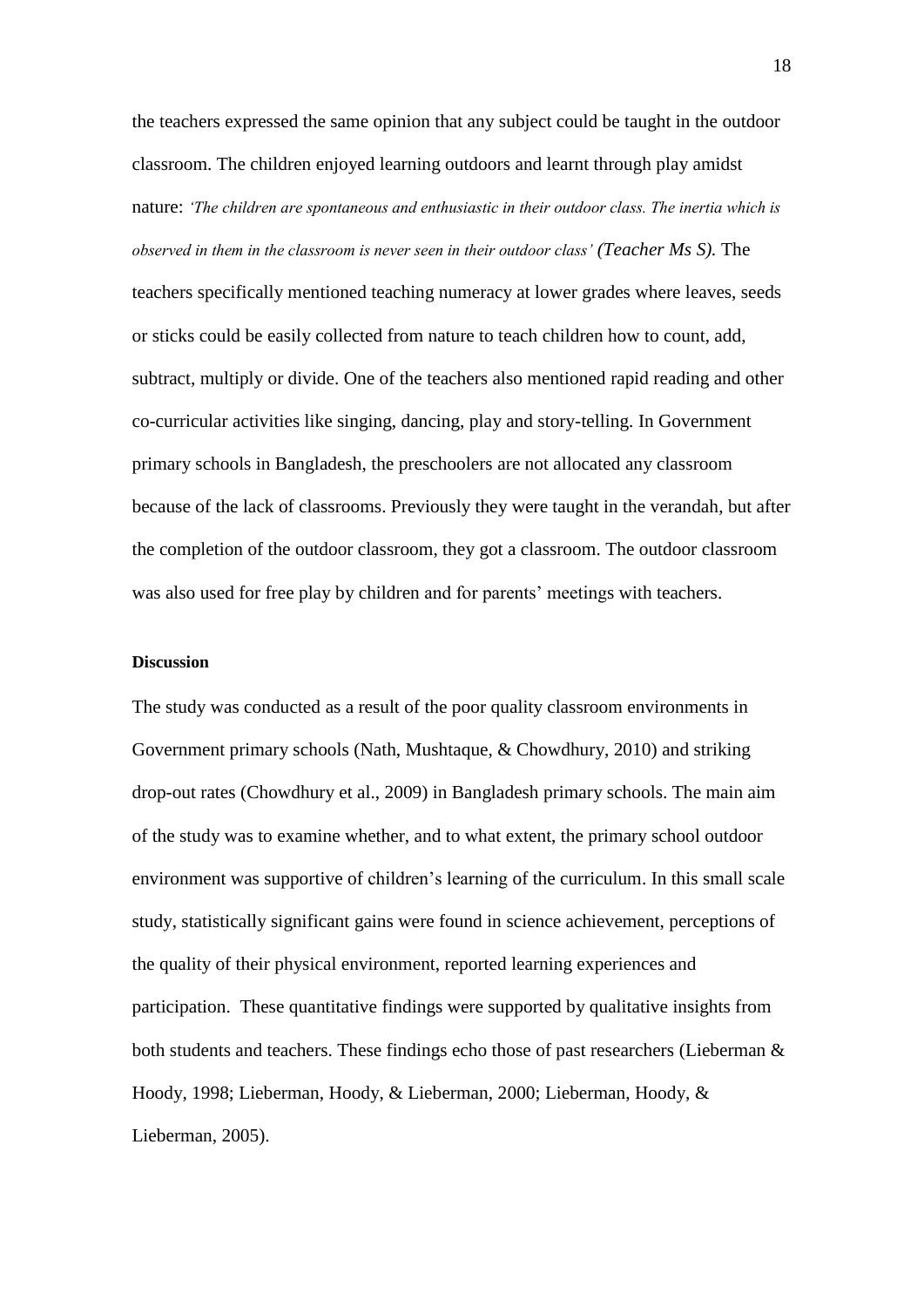the teachers expressed the same opinion that any subject could be taught in the outdoor classroom. The children enjoyed learning outdoors and learnt through play amidst nature: *'The children are spontaneous and enthusiastic in their outdoor class. The inertia which is observed in them in the classroom is never seen in their outdoor class' (Teacher Ms S).* The teachers specifically mentioned teaching numeracy at lower grades where leaves, seeds or sticks could be easily collected from nature to teach children how to count, add, subtract, multiply or divide. One of the teachers also mentioned rapid reading and other co-curricular activities like singing, dancing, play and story-telling. In Government primary schools in Bangladesh, the preschoolers are not allocated any classroom because of the lack of classrooms. Previously they were taught in the verandah, but after the completion of the outdoor classroom, they got a classroom. The outdoor classroom was also used for free play by children and for parents' meetings with teachers.

**Discussion**

The study was conducted as a result of the poor quality classroom environments in Government primary schools (Nath, Mushtaque, & Chowdhury, 2010) and striking drop-out rates (Chowdhury et al., 2009) in Bangladesh primary schools. The main aim of the study was to examine whether, and to what extent, the primary school outdoor environment was supportive of children's learning of the curriculum. In this small scale study, statistically significant gains were found in science achievement, perceptions of the quality of their physical environment, reported learning experiences and participation. These quantitative findings were supported by qualitative insights from both students and teachers. These findings echo those of past researchers (Lieberman & Hoody, 1998; Lieberman, Hoody, & Lieberman, 2000; Lieberman, Hoody, & Lieberman, 2005).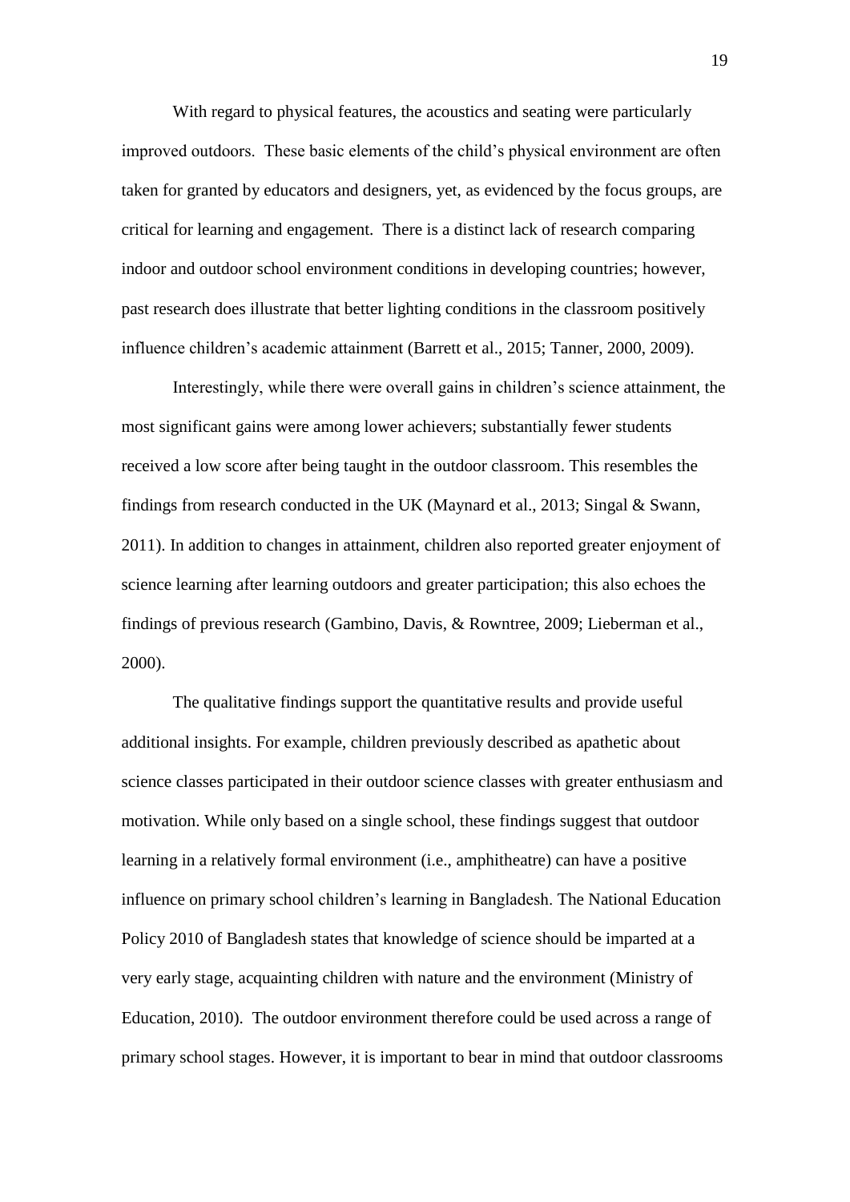With regard to physical features, the acoustics and seating were particularly improved outdoors. These basic elements of the child's physical environment are often taken for granted by educators and designers, yet, as evidenced by the focus groups, are critical for learning and engagement. There is a distinct lack of research comparing indoor and outdoor school environment conditions in developing countries; however, past research does illustrate that better lighting conditions in the classroom positively influence children's academic attainment (Barrett et al., 2015; Tanner, 2000, 2009).

Interestingly, while there were overall gains in children's science attainment, the most significant gains were among lower achievers; substantially fewer students received a low score after being taught in the outdoor classroom. This resembles the findings from research conducted in the UK (Maynard et al., 2013; Singal & Swann, 2011). In addition to changes in attainment, children also reported greater enjoyment of science learning after learning outdoors and greater participation; this also echoes the findings of previous research (Gambino, Davis, & Rowntree, 2009; Lieberman et al., 2000).

The qualitative findings support the quantitative results and provide useful additional insights. For example, children previously described as apathetic about science classes participated in their outdoor science classes with greater enthusiasm and motivation. While only based on a single school, these findings suggest that outdoor learning in a relatively formal environment (i.e., amphitheatre) can have a positive influence on primary school children's learning in Bangladesh. The National Education Policy 2010 of Bangladesh states that knowledge of science should be imparted at a very early stage, acquainting children with nature and the environment (Ministry of Education, 2010). The outdoor environment therefore could be used across a range of primary school stages. However, it is important to bear in mind that outdoor classrooms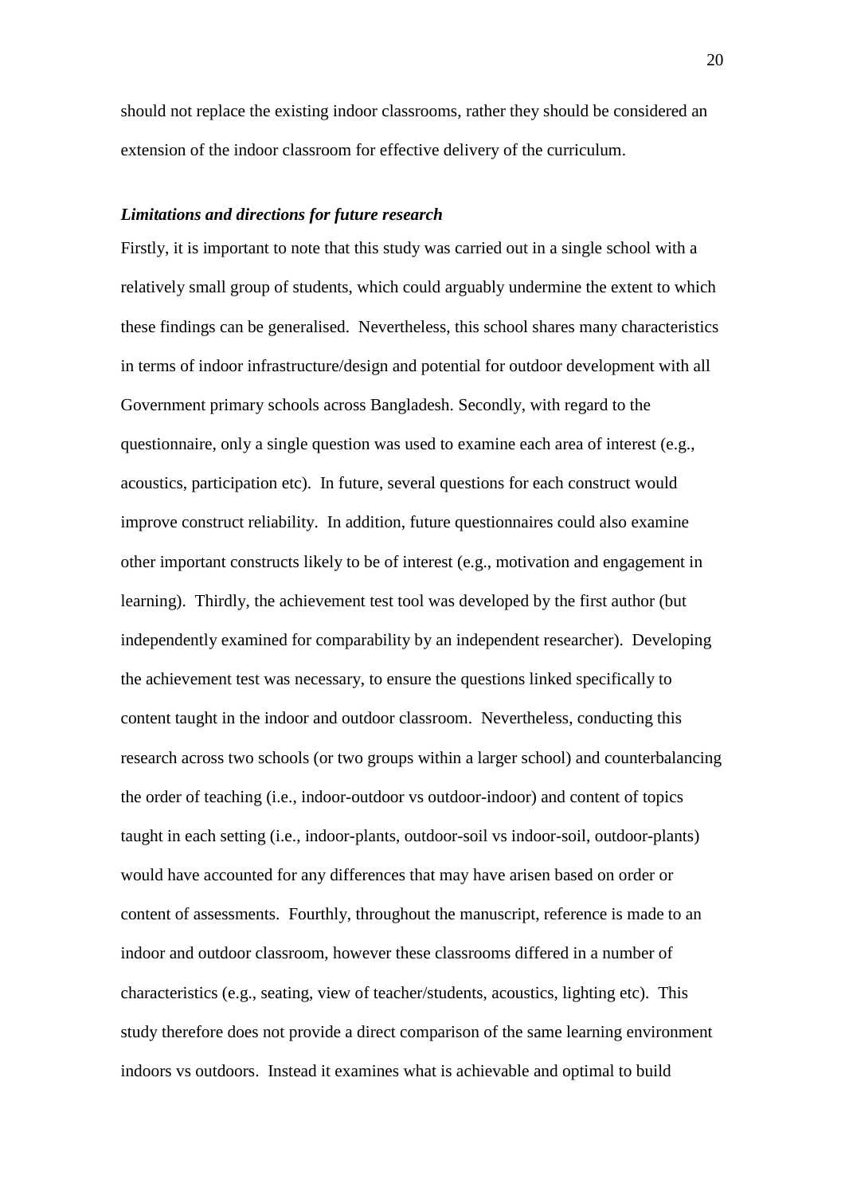should not replace the existing indoor classrooms, rather they should be considered an extension of the indoor classroom for effective delivery of the curriculum.

### *Limitations and directions for future research*

Firstly, it is important to note that this study was carried out in a single school with a relatively small group of students, which could arguably undermine the extent to which these findings can be generalised. Nevertheless, this school shares many characteristics in terms of indoor infrastructure/design and potential for outdoor development with all Government primary schools across Bangladesh. Secondly, with regard to the questionnaire, only a single question was used to examine each area of interest (e.g., acoustics, participation etc). In future, several questions for each construct would improve construct reliability. In addition, future questionnaires could also examine other important constructs likely to be of interest (e.g., motivation and engagement in learning). Thirdly, the achievement test tool was developed by the first author (but independently examined for comparability by an independent researcher). Developing the achievement test was necessary, to ensure the questions linked specifically to content taught in the indoor and outdoor classroom. Nevertheless, conducting this research across two schools (or two groups within a larger school) and counterbalancing the order of teaching (i.e., indoor-outdoor vs outdoor-indoor) and content of topics taught in each setting (i.e., indoor-plants, outdoor-soil vs indoor-soil, outdoor-plants) would have accounted for any differences that may have arisen based on order or content of assessments. Fourthly, throughout the manuscript, reference is made to an indoor and outdoor classroom, however these classrooms differed in a number of characteristics (e.g., seating, view of teacher/students, acoustics, lighting etc). This study therefore does not provide a direct comparison of the same learning environment indoors vs outdoors. Instead it examines what is achievable and optimal to build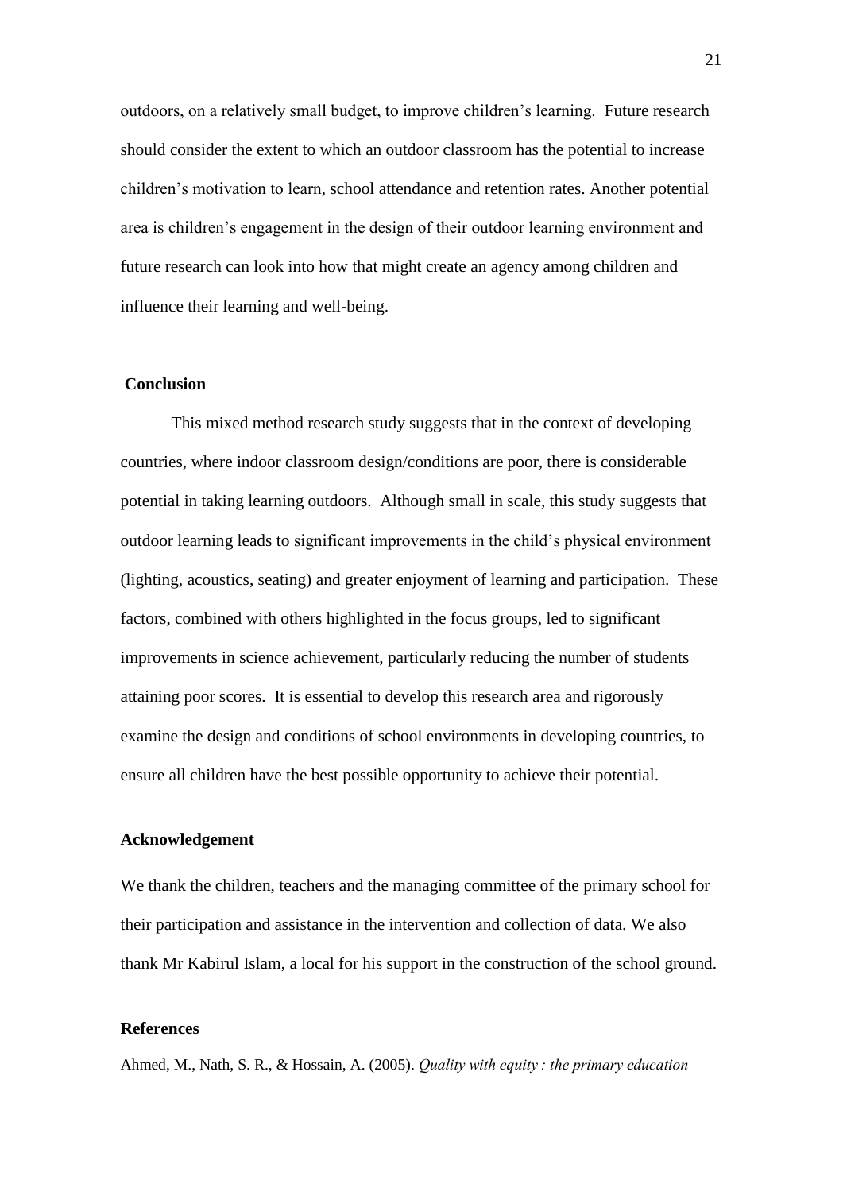outdoors, on a relatively small budget, to improve children's learning. Future research should consider the extent to which an outdoor classroom has the potential to increase children's motivation to learn, school attendance and retention rates. Another potential area is children's engagement in the design of their outdoor learning environment and future research can look into how that might create an agency among children and influence their learning and well-being.

## Conclusion

This mixed method research study suggests that in the context of developing countries, where indoor classroom design/conditions are poor, there is considerable potential in taking learning outdoors. Although small in scale, this study suggests that outdoor learning leads to significant improvements in the child's physical environment (lighting, acoustics, seating) and greater enjoyment of learning and participation. These factors, combined with others highlighted in the focus groups, led to significant improvements in science achievement, particularly reducing the number of students attaining poor scores. It is essential to develop this research area and rigorously examine the design and conditions of school environments in developing countries, to ensure all children have the best possible opportunity to achieve their potential.

## Acknowledgement

We thank the children, teachers and the managing committee of the primary school for their participation and assistance in the intervention and collection of data. We also thank Mr Kabirul Islam, a local for his support in the construction of the school ground.

## References

Ahmed, M., Nath, S. R., & Hossain, A. (2005). *Quality with equity : the primary education*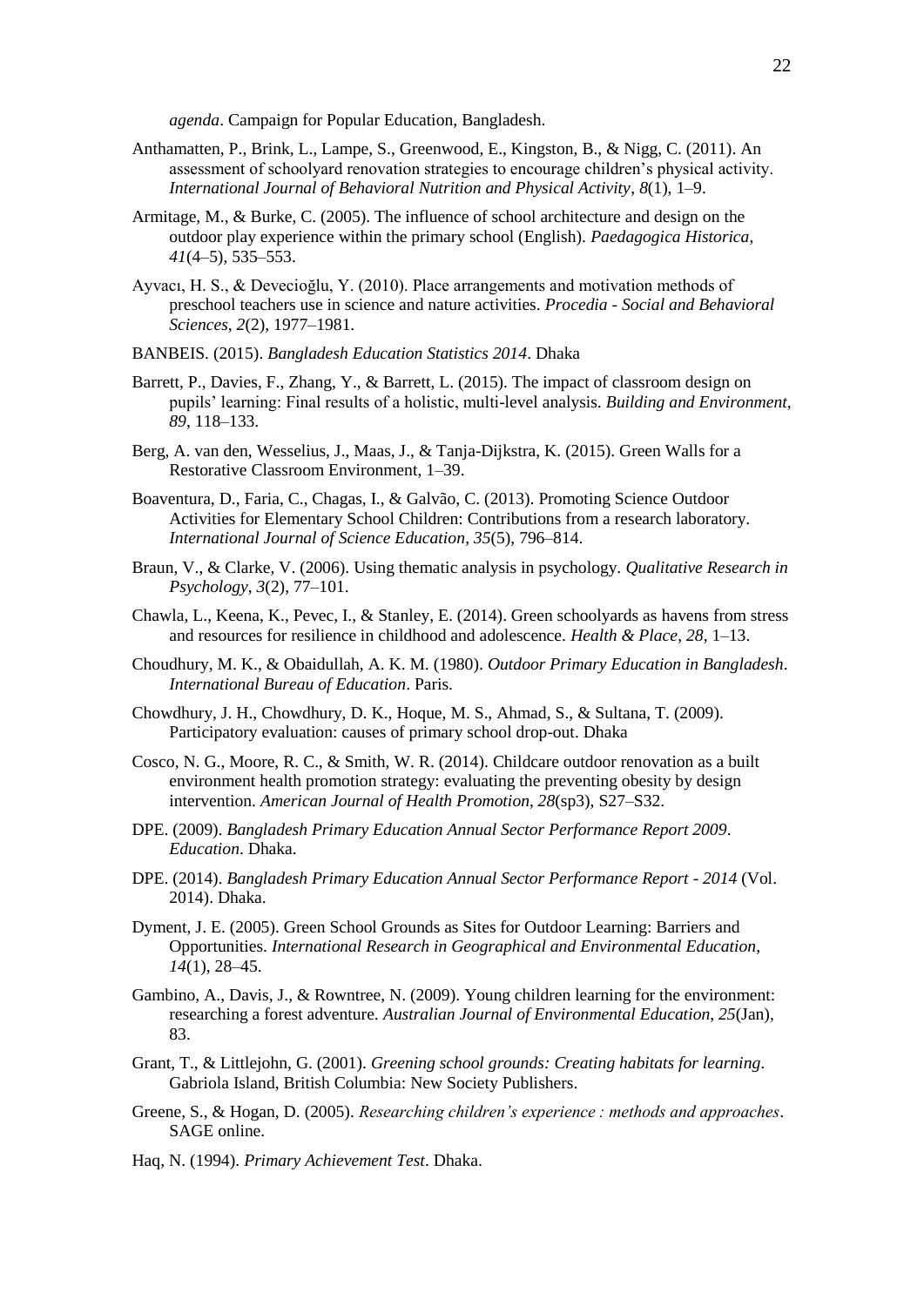*agenda*. Campaign for Popular Education, Bangladesh.

Anthamatten, P., Brink, L., Lampe, S., Greenwood, E., Kingston, B., & Nigg, C. (2011). An assessment of schoolyard renovation strategies to encourage children's physical activity. *International Journal of Behavioral Nutrition and Physical Activity*, *8*(1), 1–9.

Armitage, M., & Burke, C. (2005). The influence of school architecture and design on the outdoor play experience within the primary school (English). *Paedagogica Historica*, *41*(4–5), 535–553.

Ayvacı, H. S., & Devecioğlu, Y. (2010). Place arrangements and motivation methods of preschool teachers use in science and nature activities. *Procedia - Social and Behavioral Sciences*, *2*(2), 1977–1981.

BANBEIS. (2015). *Bangladesh Education Statistics 2014*. Dhaka

Barrett, P., Davies, F., Zhang, Y., & Barrett, L. (2015). The impact of classroom design on pupils' learning: Final results of a holistic, multi-level analysis. *Building and Environment*, *89*, 118–133.

Berg, A. van den, Wesselius, J., Maas, J., & Tanja-Dijkstra, K. (2015). Green Walls for a Restorative Classroom Environment, 1–39.

Boaventura, D., Faria, C., Chagas, I., & Galvão, C. (2013). Promoting Science Outdoor Activities for Elementary School Children: Contributions from a research laboratory. *International Journal of Science Education*, *35*(5), 796–814.

Braun, V., & Clarke, V. (2006). Using thematic analysis in psychology. *Qualitative Research in Psychology*, *3*(2), 77–101.

Chawla, L., Keena, K., Pevec, I., & Stanley, E. (2014). Green schoolyards as havens from stress and resources for resilience in childhood and adolescence. *Health & Place*, *28*, 1–13.

Choudhury, M. K., & Obaidullah, A. K. M. (1980). *Outdoor Primary Education in Bangladesh*. *International Bureau of Education*. Paris.

Chowdhury, J. H., Chowdhury, D. K., Hoque, M. S., Ahmad, S., & Sultana, T. (2009). Participatory evaluation: causes of primary school drop-out. Dhaka

Cosco, N. G., Moore, R. C., & Smith, W. R. (2014). Childcare outdoor renovation as a built environment health promotion strategy: evaluating the preventing obesity by design intervention. *American Journal of Health Promotion*, *28*(sp3), S27–S32.

DPE. (2009). *Bangladesh Primary Education Annual Sector Performance Report 2009*. *Education*. Dhaka.

DPE. (2014). *Bangladesh Primary Education Annual Sector Performance Report - 2014* (Vol. 2014). Dhaka.

Dyment, J. E. (2005). Green School Grounds as Sites for Outdoor Learning: Barriers and Opportunities. *International Research in Geographical and Environmental Education*, *14*(1), 28–45.

Gambino, A., Davis, J., & Rowntree, N. (2009). Young children learning for the environment: researching a forest adventure. *Australian Journal of Environmental Education*, *25*(Jan), 83.

Grant, T., & Littlejohn, G. (2001). *Greening school grounds: Creating habitats for learning*. Gabriola Island, British Columbia: New Society Publishers.

Greene, S., & Hogan, D. (2005). *Researching children's experience : methods and approaches*. SAGE online.

Haq, N. (1994). *Primary Achievement Test*. Dhaka.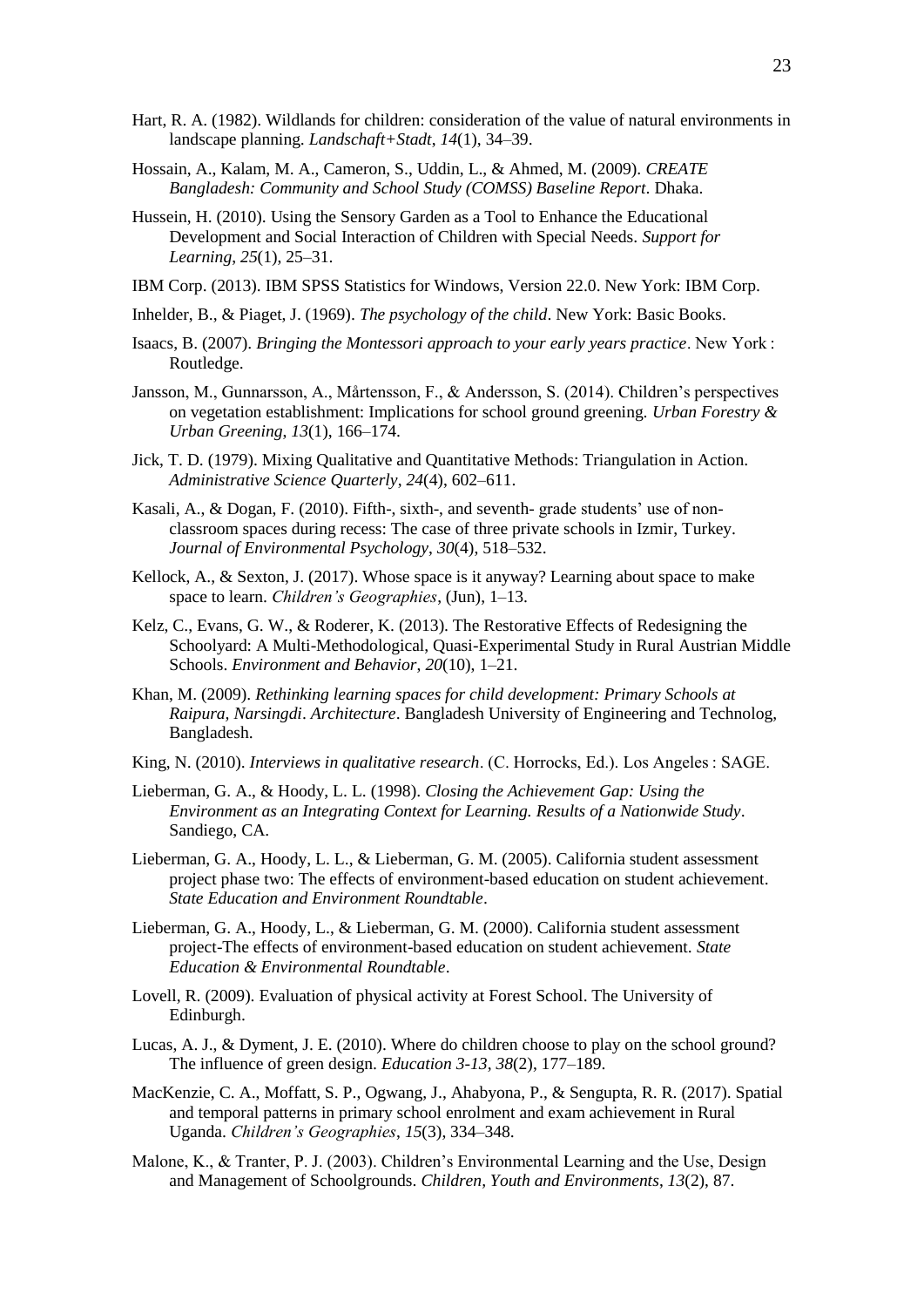Hart, R. A. (1982). Wildlands for children: consideration of the value of natural environments in landscape planning. *Landschaft+Stadt*, *14*(1), 34–39.

Hossain, A., Kalam, M. A., Cameron, S., Uddin, L., & Ahmed, M. (2009). *CREATE Bangladesh: Community and School Study (COMSS) Baseline Report*. Dhaka.

Hussein, H. (2010). Using the Sensory Garden as a Tool to Enhance the Educational Development and Social Interaction of Children with Special Needs. *Support for Learning*, *25*(1), 25–31.

IBM Corp. (2013). IBM SPSS Statistics for Windows, Version 22.0. New York: IBM Corp.

Inhelder, B., & Piaget, J. (1969). *The psychology of the child*. New York: Basic Books.

Isaacs, B. (2007). *Bringing the Montessori approach to your early years practice*. New York : Routledge.

Jansson, M., Gunnarsson, A., Mårtensson, F., & Andersson, S. (2014). Children's perspectives on vegetation establishment: Implications for school ground greening. *Urban Forestry & Urban Greening*, *13*(1), 166–174.

Jick, T. D. (1979). Mixing Qualitative and Quantitative Methods: Triangulation in Action. *Administrative Science Quarterly*, *24*(4), 602–611.

Kasali, A., & Dogan, F. (2010). Fifth-, sixth-, and seventh- grade students' use of non-classroom spaces during recess: The case of three private schools in Izmir, Turkey. *Journal of Environmental Psychology*, *30*(4), 518–532.

Kellock, A., & Sexton, J. (2017). Whose space is it anyway? Learning about space to make space to learn. *Children's Geographies*, (Jun), 1–13.

Kelz, C., Evans, G. W., & Roderer, K. (2013). The Restorative Effects of Redesigning the Schoolyard: A Multi-Methodological, Quasi-Experimental Study in Rural Austrian Middle Schools. *Environment and Behavior*, *20*(10), 1–21.

Khan, M. (2009). *Rethinking learning spaces for child development: Primary Schools at Raipura, Narsingdi*. *Architecture*. Bangladesh University of Engineering and Technolog, Bangladesh.

King, N. (2010). *Interviews in qualitative research*. (C. Horrocks, Ed.). Los Angeles : SAGE.

Lieberman, G. A., & Hoody, L. L. (1998). *Closing the Achievement Gap: Using the Environment as an Integrating Context for Learning. Results of a Nationwide Study*. Sandiego, CA.

Lieberman, G. A., Hoody, L. L., & Lieberman, G. M. (2005). California student assessment project phase two: The effects of environment-based education on student achievement. *State Education and Environment Roundtable*.

Lieberman, G. A., Hoody, L., & Lieberman, G. M. (2000). California student assessment project-The effects of environment-based education on student achievement. *State Education & Environmental Roundtable*.

Lovell, R. (2009). Evaluation of physical activity at Forest School. The University of Edinburgh.

Lucas, A. J., & Dyment, J. E. (2010). Where do children choose to play on the school ground? The influence of green design. *Education 3-13*, *38*(2), 177–189.

MacKenzie, C. A., Moffatt, S. P., Ogwang, J., Ahabyona, P., & Sengupta, R. R. (2017). Spatial and temporal patterns in primary school enrolment and exam achievement in Rural Uganda. *Children's Geographies*, *15*(3), 334–348.

Malone, K., & Tranter, P. J. (2003). Children's Environmental Learning and the Use, Design and Management of Schoolgrounds. *Children, Youth and Environments*, *13*(2), 87.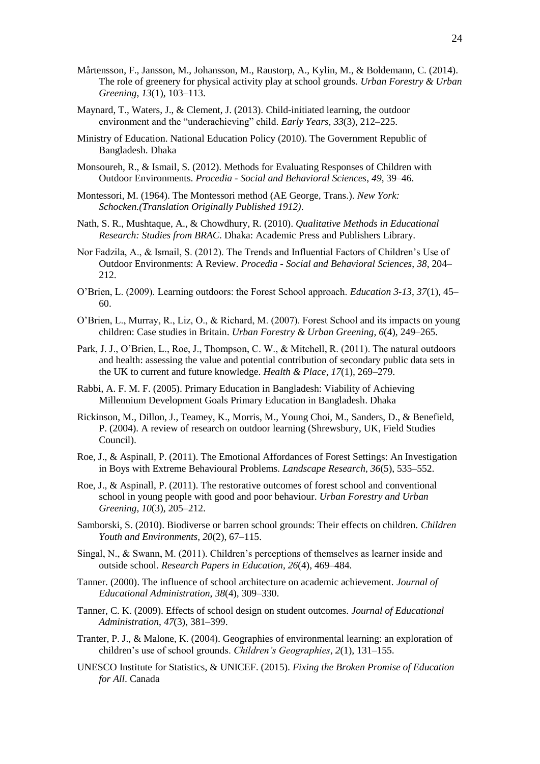Mårtensson, F., Jansson, M., Johansson, M., Raustorp, A., Kylin, M., & Boldemann, C. (2014). The role of greenery for physical activity play at school grounds. *Urban Forestry & Urban Greening*, *13*(1), 103–113.

Maynard, T., Waters, J., & Clement, J. (2013). Child-initiated learning, the outdoor environment and the "underachieving" child. *Early Years*, *33*(3), 212–225.

Ministry of Education. National Education Policy (2010). The Government Republic of Bangladesh. Dhaka

Monsoureh, R., & Ismail, S. (2012). Methods for Evaluating Responses of Children with Outdoor Environments. *Procedia - Social and Behavioral Sciences*, *49*, 39–46.

Montessori, M. (1964). The Montessori method (AE George, Trans.). *New York: Schocken.(Translation Originally Published 1912)*.

Nath, S. R., Mushtaque, A., & Chowdhury, R. (2010). *Qualitative Methods in Educational Research: Studies from BRAC*. Dhaka: Academic Press and Publishers Library.

Nor Fadzila, A., & Ismail, S. (2012). The Trends and Influential Factors of Children's Use of Outdoor Environments: A Review. *Procedia - Social and Behavioral Sciences*, *38*, 204–212.

O'Brien, L. (2009). Learning outdoors: the Forest School approach. *Education 3-13*, *37*(1), 45–60.

O'Brien, L., Murray, R., Liz, O., & Richard, M. (2007). Forest School and its impacts on young children: Case studies in Britain. *Urban Forestry & Urban Greening*, *6*(4), 249–265.

Park, J. J., O'Brien, L., Roe, J., Thompson, C. W., & Mitchell, R. (2011). The natural outdoors and health: assessing the value and potential contribution of secondary public data sets in the UK to current and future knowledge. *Health & Place*, *17*(1), 269–279.

Rabbi, A. F. M. F. (2005). Primary Education in Bangladesh: Viability of Achieving Millennium Development Goals Primary Education in Bangladesh. Dhaka

Rickinson, M., Dillon, J., Teamey, K., Morris, M., Young Choi, M., Sanders, D., & Benefield, P. (2004). A review of research on outdoor learning (Shrewsbury, UK, Field Studies Council).

Roe, J., & Aspinall, P. (2011). The Emotional Affordances of Forest Settings: An Investigation in Boys with Extreme Behavioural Problems. *Landscape Research*, *36*(5), 535–552.

Roe, J., & Aspinall, P. (2011). The restorative outcomes of forest school and conventional school in young people with good and poor behaviour. *Urban Forestry and Urban Greening*, *10*(3), 205–212.

Samborski, S. (2010). Biodiverse or barren school grounds: Their effects on children. *Children Youth and Environments*, *20*(2), 67–115.

Singal, N., & Swann, M. (2011). Children's perceptions of themselves as learner inside and outside school. *Research Papers in Education*, *26*(4), 469–484.

Tanner. (2000). The influence of school architecture on academic achievement. *Journal of Educational Administration*, *38*(4), 309–330.

Tanner, C. K. (2009). Effects of school design on student outcomes. *Journal of Educational Administration*, *47*(3), 381–399.

Tranter, P. J., & Malone, K. (2004). Geographies of environmental learning: an exploration of children's use of school grounds. *Children's Geographies*, *2*(1), 131–155.

UNESCO Institute for Statistics, & UNICEF. (2015). *Fixing the Broken Promise of Education for All*. Canada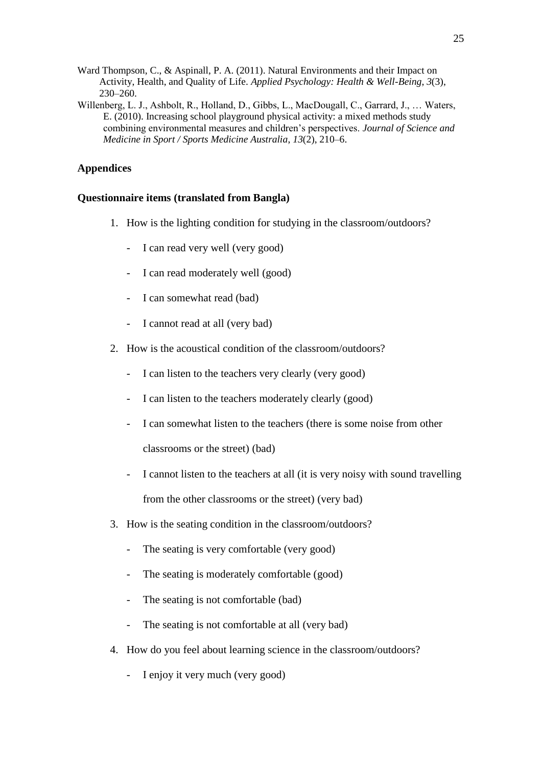Ward Thompson, C., & Aspinall, P. A. (2011). Natural Environments and their Impact on Activity, Health, and Quality of Life. *Applied Psychology: Health & Well-Being*, *3*(3), 230–260.

Willenberg, L. J., Ashbolt, R., Holland, D., Gibbs, L., MacDougall, C., Garrard, J., … Waters, E. (2010). Increasing school playground physical activity: a mixed methods study combining environmental measures and children's perspectives. *Journal of Science and Medicine in Sport / Sports Medicine Australia*, *13*(2), 210–6.

## Appendices

### Questionnaire items (translated from Bangla)

1. How is the lighting condition for studying in the classroom/outdoors?
   - I can read very well (very good)
   - I can read moderately well (good)
   - I can somewhat read (bad)
   - I cannot read at all (very bad)
2. How is the acoustical condition of the classroom/outdoors?
   - I can listen to the teachers very clearly (very good)
   - I can listen to the teachers moderately clearly (good)
   - I can somewhat listen to the teachers (there is some noise from other classrooms or the street) (bad)
   - I cannot listen to the teachers at all (it is very noisy with sound travelling from the other classrooms or the street) (very bad)
3. How is the seating condition in the classroom/outdoors?
   - The seating is very comfortable (very good)
   - The seating is moderately comfortable (good)
   - The seating is not comfortable (bad)
   - The seating is not comfortable at all (very bad)
4. How do you feel about learning science in the classroom/outdoors?
   - I enjoy it very much (very good)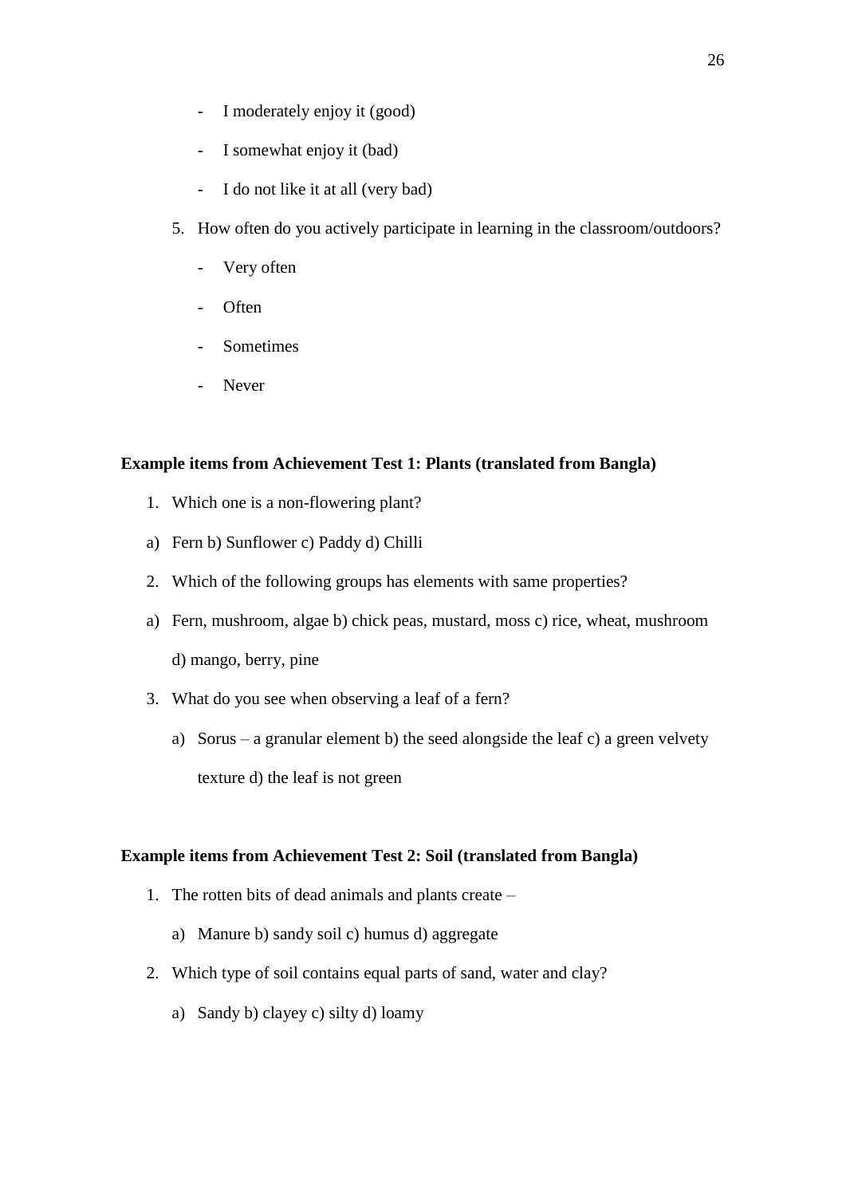- I moderately enjoy it (good)
- I somewhat enjoy it (bad)
- I do not like it at all (very bad)

5. How often do you actively participate in learning in the classroom/outdoors?
   - Very often
   - Often
   - Sometimes
   - Never

**Example items from Achievement Test 1: Plants (translated from Bangla)**

1. Which one is a non-flowering plant?

a) Fern b) Sunflower c) Paddy d) Chilli

2. Which of the following groups has elements with same properties?

a) Fern, mushroom, algae b) chick peas, mustard, moss c) rice, wheat, mushroom d) mango, berry, pine

3. What do you see when observing a leaf of a fern?

   a) Sorus – a granular element b) the seed alongside the leaf c) a green velvety texture d) the leaf is not green

**Example items from Achievement Test 2: Soil (translated from Bangla)**

1. The rotten bits of dead animals and plants create –

   a) Manure b) sandy soil c) humus d) aggregate

2. Which type of soil contains equal parts of sand, water and clay?

   a) Sandy b) clayey c) silty d) loamy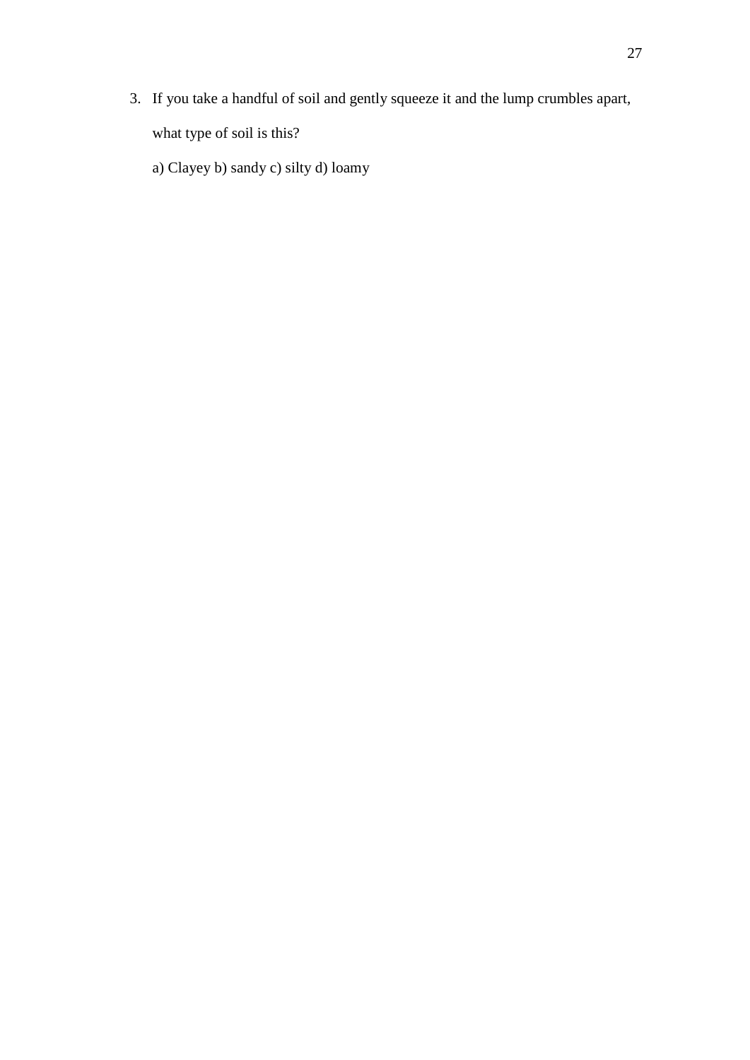3. If you take a handful of soil and gently squeeze it and the lump crumbles apart, what type of soil is this?

   a) Clayey b) sandy c) silty d) loamy